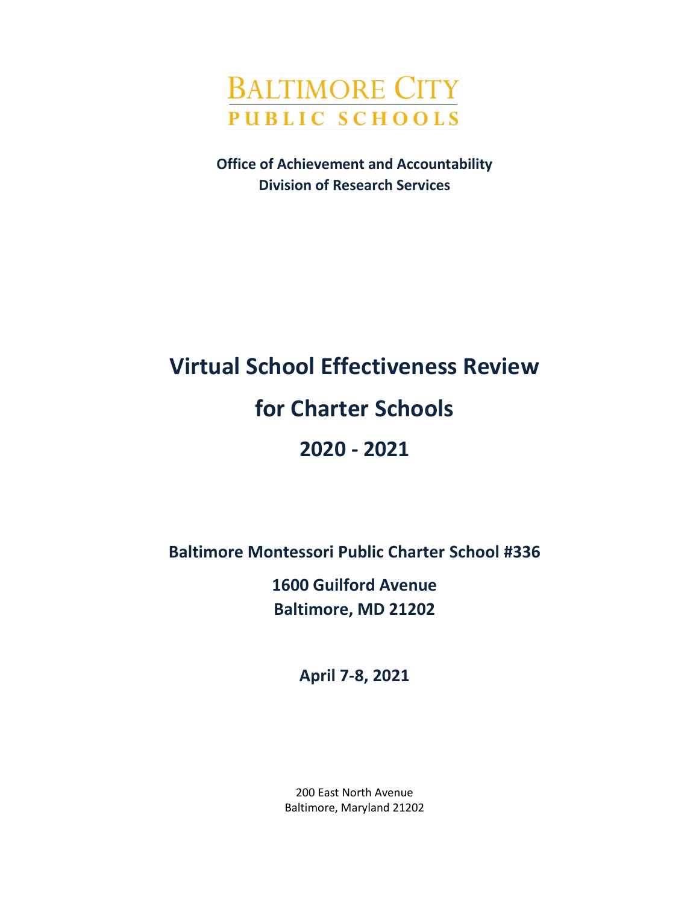BALTIMORE CITY

PUBLIC SCHOOLS

**Office of Achievement and Accountability**
**Division of Research Services**

# Virtual School Effectiveness Review

# for Charter Schools

# 2020 - 2021

**Baltimore Montessori Public Charter School #336**

**1600 Guilford Avenue**
**Baltimore, MD 21202**

**April 7-8, 2021**

200 East North Avenue
Baltimore, Maryland 21202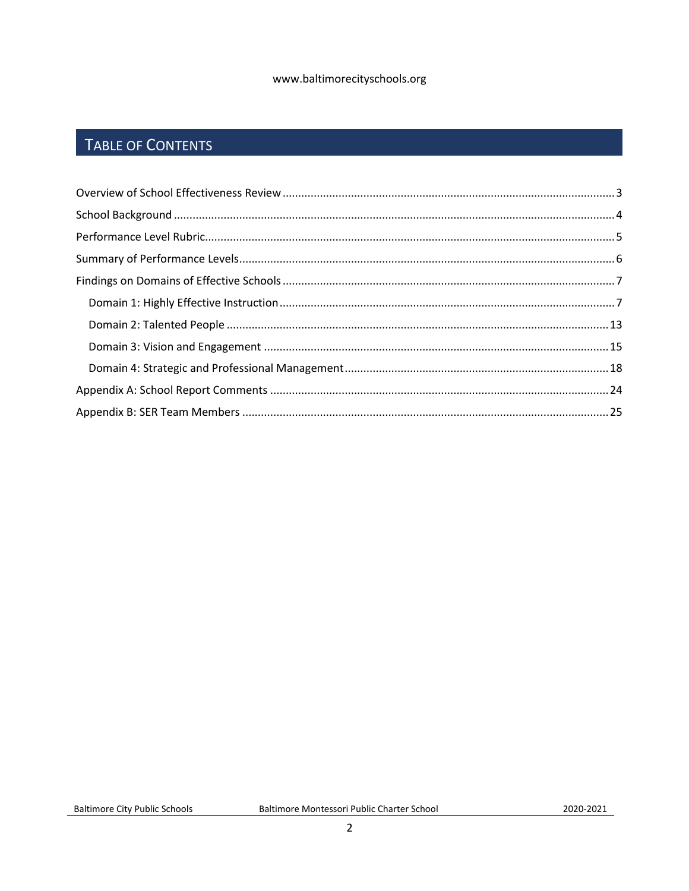www.baltimorecityschools.org

## TABLE OF CONTENTS

Overview of School Effectiveness Review ........ 3
School Background ........ 4
Performance Level Rubric ........ 5
Summary of Performance Levels ........ 6
Findings on Domains of Effective Schools ........ 7
- Domain 1: Highly Effective Instruction ........ 7
- Domain 2: Talented People ........ 13
- Domain 3: Vision and Engagement ........ 15
- Domain 4: Strategic and Professional Management ........ 18

Appendix A: School Report Comments ........ 24
Appendix B: SER Team Members ........ 25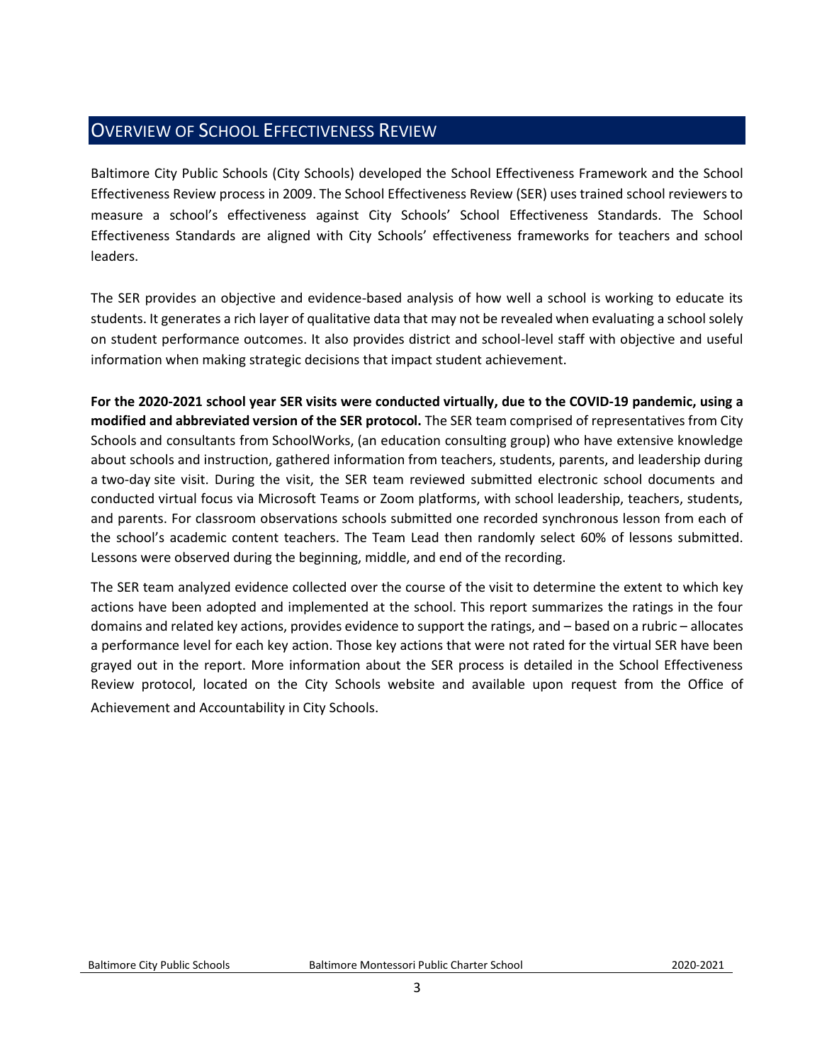## OVERVIEW OF SCHOOL EFFECTIVENESS REVIEW

Baltimore City Public Schools (City Schools) developed the School Effectiveness Framework and the School Effectiveness Review process in 2009. The School Effectiveness Review (SER) uses trained school reviewers to measure a school's effectiveness against City Schools' School Effectiveness Standards. The School Effectiveness Standards are aligned with City Schools' effectiveness frameworks for teachers and school leaders.

The SER provides an objective and evidence-based analysis of how well a school is working to educate its students. It generates a rich layer of qualitative data that may not be revealed when evaluating a school solely on student performance outcomes. It also provides district and school-level staff with objective and useful information when making strategic decisions that impact student achievement.

**For the 2020-2021 school year SER visits were conducted virtually, due to the COVID-19 pandemic, using a modified and abbreviated version of the SER protocol.** The SER team comprised of representatives from City Schools and consultants from SchoolWorks, (an education consulting group) who have extensive knowledge about schools and instruction, gathered information from teachers, students, parents, and leadership during a two-day site visit. During the visit, the SER team reviewed submitted electronic school documents and conducted virtual focus via Microsoft Teams or Zoom platforms, with school leadership, teachers, students, and parents. For classroom observations schools submitted one recorded synchronous lesson from each of the school's academic content teachers. The Team Lead then randomly select 60% of lessons submitted. Lessons were observed during the beginning, middle, and end of the recording.

The SER team analyzed evidence collected over the course of the visit to determine the extent to which key actions have been adopted and implemented at the school. This report summarizes the ratings in the four domains and related key actions, provides evidence to support the ratings, and – based on a rubric – allocates a performance level for each key action. Those key actions that were not rated for the virtual SER have been grayed out in the report. More information about the SER process is detailed in the School Effectiveness Review protocol, located on the City Schools website and available upon request from the Office of Achievement and Accountability in City Schools.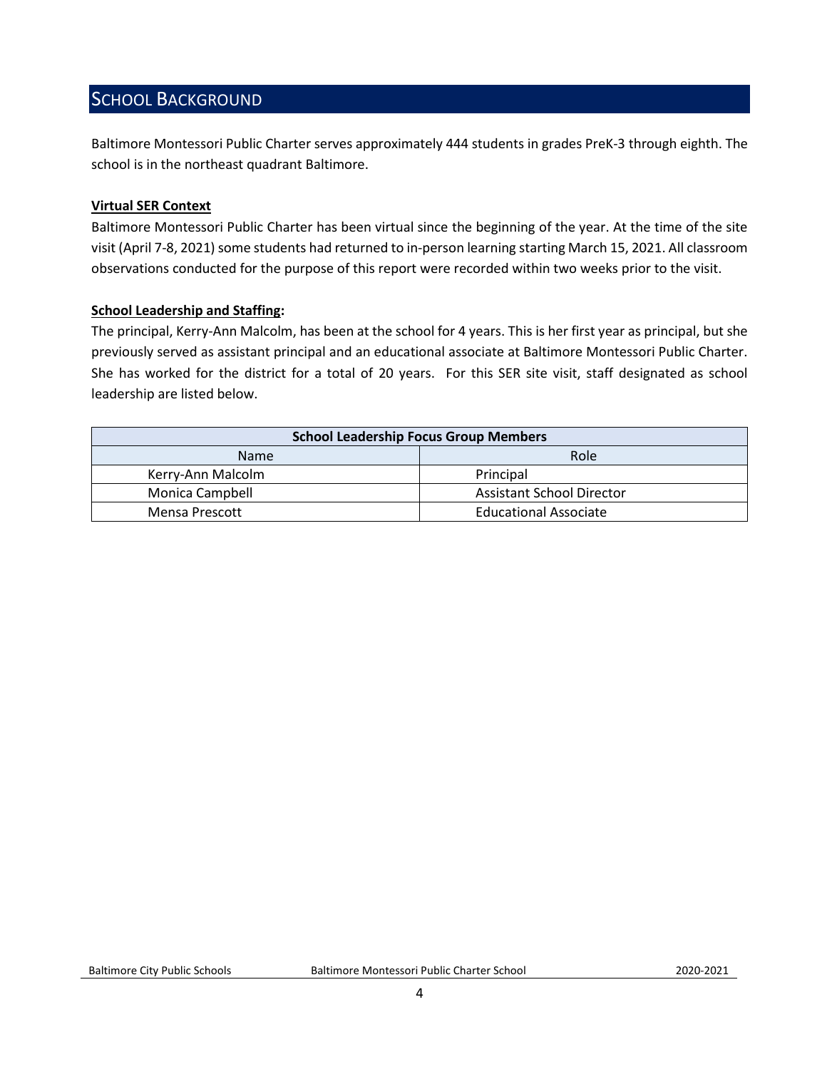## SCHOOL BACKGROUND

Baltimore Montessori Public Charter serves approximately 444 students in grades PreK-3 through eighth. The school is in the northeast quadrant Baltimore.

**Virtual SER Context**

Baltimore Montessori Public Charter has been virtual since the beginning of the year. At the time of the site visit (April 7-8, 2021) some students had returned to in-person learning starting March 15, 2021. All classroom observations conducted for the purpose of this report were recorded within two weeks prior to the visit.

**School Leadership and Staffing:**

The principal, Kerry-Ann Malcolm, has been at the school for 4 years. This is her first year as principal, but she previously served as assistant principal and an educational associate at Baltimore Montessori Public Charter. She has worked for the district for a total of 20 years. For this SER site visit, staff designated as school leadership are listed below.

| School Leadership Focus Group Members | |
|---|---|
| Name | Role |
| Kerry-Ann Malcolm | Principal |
| Monica Campbell | Assistant School Director |
| Mensa Prescott | Educational Associate |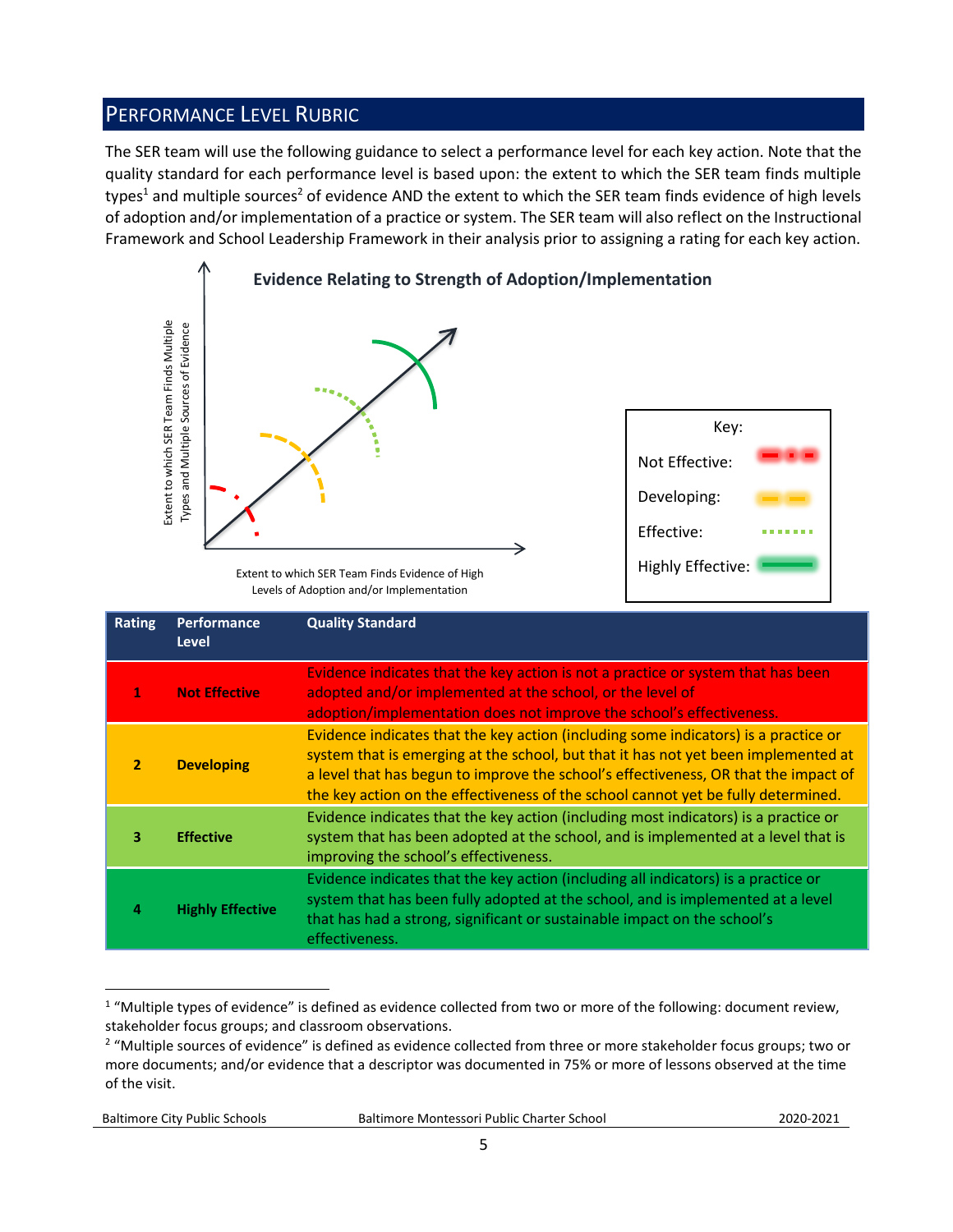## PERFORMANCE LEVEL RUBRIC

The SER team will use the following guidance to select a performance level for each key action. Note that the quality standard for each performance level is based upon: the extent to which the SER team finds multiple types[1] and multiple sources[2] of evidence AND the extent to which the SER team finds evidence of high levels of adoption and/or implementation of a practice or system. The SER team will also reflect on the Instructional Framework and School Leadership Framework in their analysis prior to assigning a rating for each key action.

**Evidence Relating to Strength of Adoption/Implementation**

Extent to which SER Team Finds Multiple Types and Multiple Sources of Evidence

Extent to which SER Team Finds Evidence of High Levels of Adoption and/or Implementation

Key:
- Not Effective
- Developing
- Effective
- Highly Effective

| Rating | Performance Level | Quality Standard |
| --- | --- | --- |
| 1 | **Not Effective** | Evidence indicates that the key action is not a practice or system that has been adopted and/or implemented at the school, or the level of adoption/implementation does not improve the school's effectiveness. |
| 2 | **Developing** | Evidence indicates that the key action (including some indicators) is a practice or system that is emerging at the school, but that it has not yet been implemented at a level that has begun to improve the school's effectiveness, OR that the impact of the key action on the effectiveness of the school cannot yet be fully determined. |
| 3 | **Effective** | Evidence indicates that the key action (including most indicators) is a practice or system that has been adopted at the school, and is implemented at a level that is improving the school's effectiveness. |
| 4 | **Highly Effective** | Evidence indicates that the key action (including all indicators) is a practice or system that has been fully adopted at the school, and is implemented at a level that has had a strong, significant or sustainable impact on the school's effectiveness. |

[1] "Multiple types of evidence" is defined as evidence collected from two or more of the following: document review, stakeholder focus groups; and classroom observations.

[2] "Multiple sources of evidence" is defined as evidence collected from three or more stakeholder focus groups; two or more documents; and/or evidence that a descriptor was documented in 75% or more of lessons observed at the time of the visit.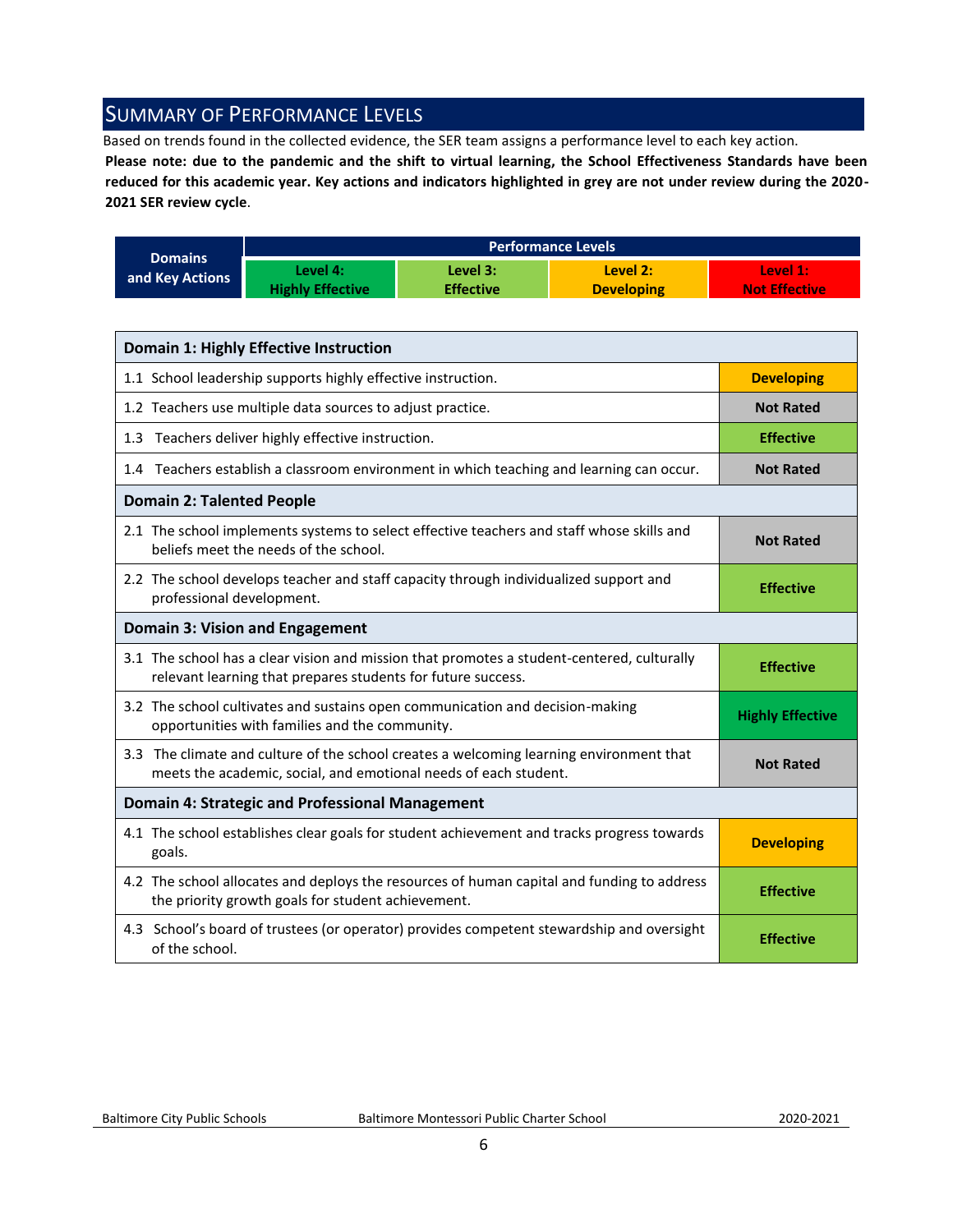## Summary of Performance Levels

Based on trends found in the collected evidence, the SER team assigns a performance level to each key action.

**Please note: due to the pandemic and the shift to virtual learning, the School Effectiveness Standards have been reduced for this academic year. Key actions and indicators highlighted in grey are not under review during the 2020-2021 SER review cycle**.

| Domains and Key Actions | Performance Levels | | | |
|---|---|---|---|---|
| | Level 4: Highly Effective | Level 3: Effective | Level 2: Developing | Level 1: Not Effective |

| Domain 1: Highly Effective Instruction | |
|---|---|
| 1.1 School leadership supports highly effective instruction. | Developing |
| 1.2 Teachers use multiple data sources to adjust practice. | Not Rated |
| 1.3 Teachers deliver highly effective instruction. | Effective |
| 1.4 Teachers establish a classroom environment in which teaching and learning can occur. | Not Rated |
| **Domain 2: Talented People** | |
| 2.1 The school implements systems to select effective teachers and staff whose skills and beliefs meet the needs of the school. | Not Rated |
| 2.2 The school develops teacher and staff capacity through individualized support and professional development. | Effective |
| **Domain 3: Vision and Engagement** | |
| 3.1 The school has a clear vision and mission that promotes a student-centered, culturally relevant learning that prepares students for future success. | Effective |
| 3.2 The school cultivates and sustains open communication and decision-making opportunities with families and the community. | Highly Effective |
| 3.3 The climate and culture of the school creates a welcoming learning environment that meets the academic, social, and emotional needs of each student. | Not Rated |
| **Domain 4: Strategic and Professional Management** | |
| 4.1 The school establishes clear goals for student achievement and tracks progress towards goals. | Developing |
| 4.2 The school allocates and deploys the resources of human capital and funding to address the priority growth goals for student achievement. | Effective |
| 4.3 School's board of trustees (or operator) provides competent stewardship and oversight of the school. | Effective |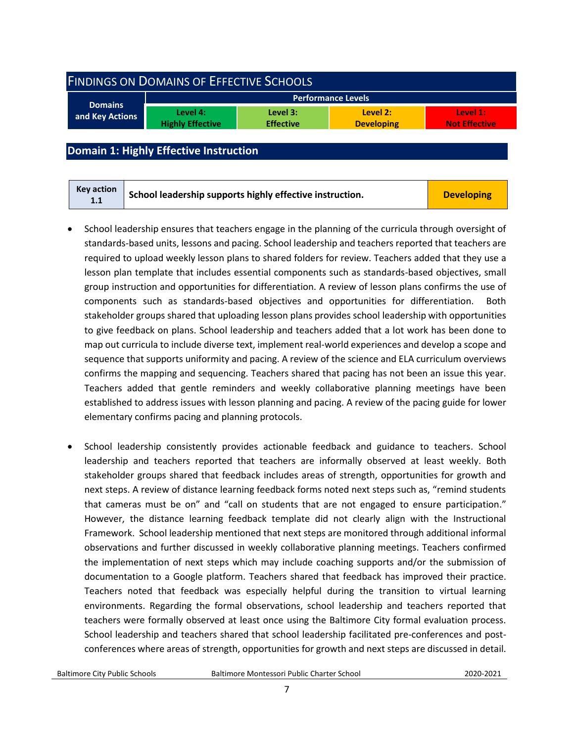## Findings on Domains of Effective Schools

| Domains and Key Actions | Performance Levels | | | |
|---|---|---|---|---|
| | Level 4: Highly Effective | Level 3: Effective | Level 2: Developing | Level 1: Not Effective |

## Domain 1: Highly Effective Instruction

| Key action 1.1 | School leadership supports highly effective instruction. | Developing |
|---|---|---|

- School leadership ensures that teachers engage in the planning of the curricula through oversight of standards-based units, lessons and pacing. School leadership and teachers reported that teachers are required to upload weekly lesson plans to shared folders for review. Teachers added that they use a lesson plan template that includes essential components such as standards-based objectives, small group instruction and opportunities for differentiation. A review of lesson plans confirms the use of components such as standards-based objectives and opportunities for differentiation. Both stakeholder groups shared that uploading lesson plans provides school leadership with opportunities to give feedback on plans. School leadership and teachers added that a lot work has been done to map out curricula to include diverse text, implement real-world experiences and develop a scope and sequence that supports uniformity and pacing. A review of the science and ELA curriculum overviews confirms the mapping and sequencing. Teachers shared that pacing has not been an issue this year. Teachers added that gentle reminders and weekly collaborative planning meetings have been established to address issues with lesson planning and pacing. A review of the pacing guide for lower elementary confirms pacing and planning protocols.

- School leadership consistently provides actionable feedback and guidance to teachers. School leadership and teachers reported that teachers are informally observed at least weekly. Both stakeholder groups shared that feedback includes areas of strength, opportunities for growth and next steps. A review of distance learning feedback forms noted next steps such as, "remind students that cameras must be on" and "call on students that are not engaged to ensure participation." However, the distance learning feedback template did not clearly align with the Instructional Framework. School leadership mentioned that next steps are monitored through additional informal observations and further discussed in weekly collaborative planning meetings. Teachers confirmed the implementation of next steps which may include coaching supports and/or the submission of documentation to a Google platform. Teachers shared that feedback has improved their practice. Teachers noted that feedback was especially helpful during the transition to virtual learning environments. Regarding the formal observations, school leadership and teachers reported that teachers were formally observed at least once using the Baltimore City formal evaluation process. School leadership and teachers shared that school leadership facilitated pre-conferences and post-conferences where areas of strength, opportunities for growth and next steps are discussed in detail.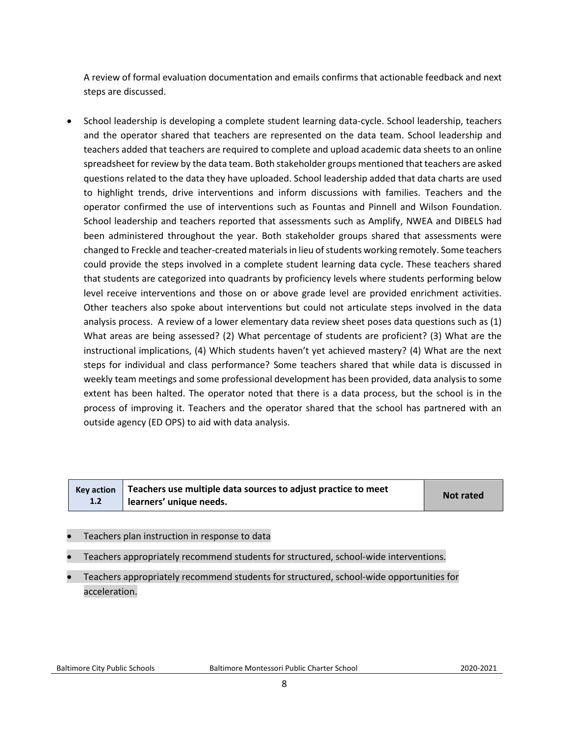A review of formal evaluation documentation and emails confirms that actionable feedback and next steps are discussed.

- School leadership is developing a complete student learning data-cycle. School leadership, teachers and the operator shared that teachers are represented on the data team. School leadership and teachers added that teachers are required to complete and upload academic data sheets to an online spreadsheet for review by the data team. Both stakeholder groups mentioned that teachers are asked questions related to the data they have uploaded. School leadership added that data charts are used to highlight trends, drive interventions and inform discussions with families. Teachers and the operator confirmed the use of interventions such as Fountas and Pinnell and Wilson Foundation. School leadership and teachers reported that assessments such as Amplify, NWEA and DIBELS had been administered throughout the year. Both stakeholder groups shared that assessments were changed to Freckle and teacher-created materials in lieu of students working remotely. Some teachers could provide the steps involved in a complete student learning data cycle. These teachers shared that students are categorized into quadrants by proficiency levels where students performing below level receive interventions and those on or above grade level are provided enrichment activities. Other teachers also spoke about interventions but could not articulate steps involved in the data analysis process. A review of a lower elementary data review sheet poses data questions such as (1) What areas are being assessed? (2) What percentage of students are proficient? (3) What are the instructional implications, (4) Which students haven't yet achieved mastery? (4) What are the next steps for individual and class performance? Some teachers shared that while data is discussed in weekly team meetings and some professional development has been provided, data analysis to some extent has been halted. The operator noted that there is a data process, but the school is in the process of improving it. Teachers and the operator shared that the school has partnered with an outside agency (ED OPS) to aid with data analysis.

| Key action 1.2 | Teachers use multiple data sources to adjust practice to meet learners' unique needs. | Not rated |
|---|---|---|

- Teachers plan instruction in response to data
- Teachers appropriately recommend students for structured, school-wide interventions.
- Teachers appropriately recommend students for structured, school-wide opportunities for acceleration.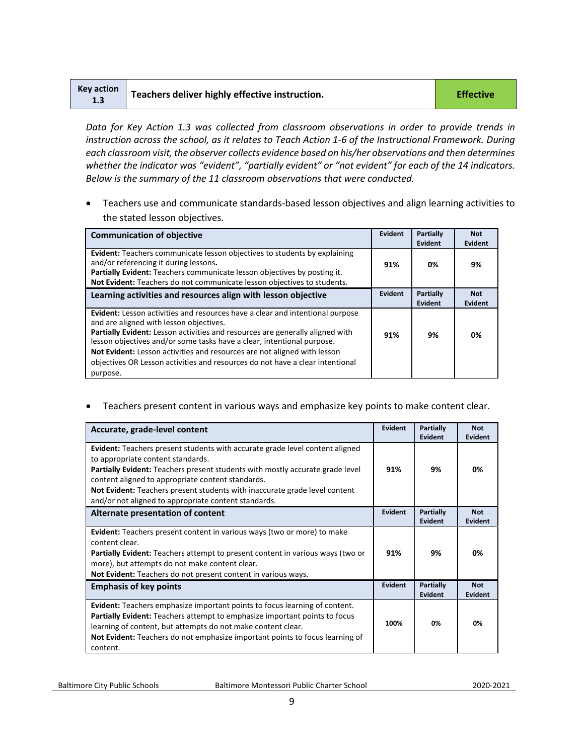| Key action 1.3 | Teachers deliver highly effective instruction. | Effective |
|---|---|---|

*Data for Key Action 1.3 was collected from classroom observations in order to provide trends in instruction across the school, as it relates to Teach Action 1-6 of the Instructional Framework. During each classroom visit, the observer collects evidence based on his/her observations and then determines whether the indicator was "evident", "partially evident" or "not evident" for each of the 14 indicators. Below is the summary of the 11 classroom observations that were conducted.*

- Teachers use and communicate standards-based lesson objectives and align learning activities to the stated lesson objectives.

| Communication of objective | Evident | Partially Evident | Not Evident |
|---|---|---|---|
| **Evident:** Teachers communicate lesson objectives to students by explaining and/or referencing it during lessons. **Partially Evident:** Teachers communicate lesson objectives by posting it. **Not Evident:** Teachers do not communicate lesson objectives to students. | 91% | 0% | 9% |
| **Learning activities and resources align with lesson objective** | **Evident** | **Partially Evident** | **Not Evident** |
| **Evident:** Lesson activities and resources have a clear and intentional purpose and are aligned with lesson objectives. **Partially Evident:** Lesson activities and resources are generally aligned with lesson objectives and/or some tasks have a clear, intentional purpose. **Not Evident:** Lesson activities and resources are not aligned with lesson objectives OR Lesson activities and resources do not have a clear intentional purpose. | 91% | 9% | 0% |

- Teachers present content in various ways and emphasize key points to make content clear.

| Accurate, grade-level content | Evident | Partially Evident | Not Evident |
|---|---|---|---|
| **Evident:** Teachers present students with accurate grade level content aligned to appropriate content standards. **Partially Evident:** Teachers present students with mostly accurate grade level content aligned to appropriate content standards. **Not Evident:** Teachers present students with inaccurate grade level content and/or not aligned to appropriate content standards. | 91% | 9% | 0% |
| **Alternate presentation of content** | **Evident** | **Partially Evident** | **Not Evident** |
| **Evident:** Teachers present content in various ways (two or more) to make content clear. **Partially Evident:** Teachers attempt to present content in various ways (two or more), but attempts do not make content clear. **Not Evident:** Teachers do not present content in various ways. | 91% | 9% | 0% |
| **Emphasis of key points** | **Evident** | **Partially Evident** | **Not Evident** |
| **Evident:** Teachers emphasize important points to focus learning of content. **Partially Evident:** Teachers attempt to emphasize important points to focus learning of content, but attempts do not make content clear. **Not Evident:** Teachers do not emphasize important points to focus learning of content. | 100% | 0% | 0% |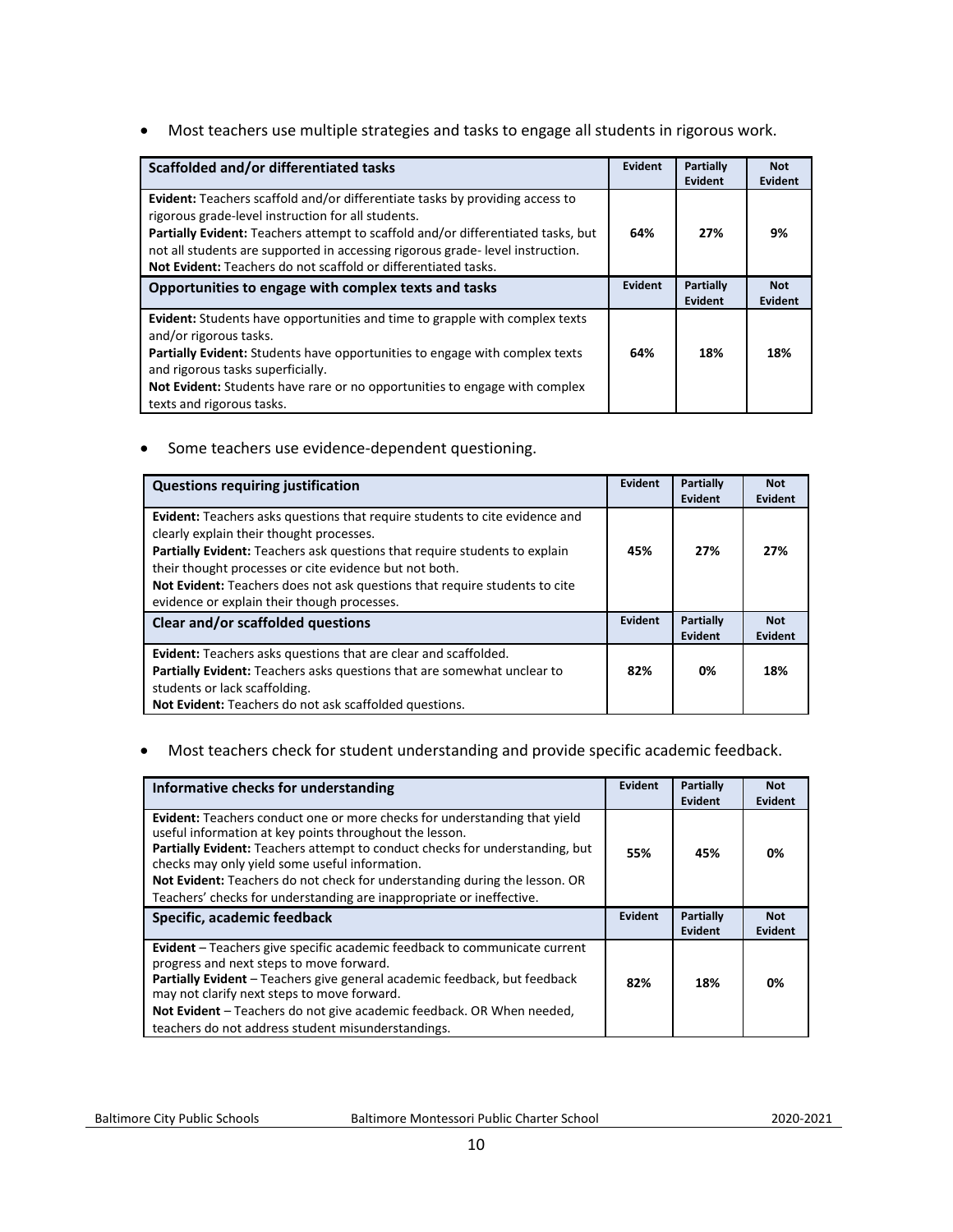- Most teachers use multiple strategies and tasks to engage all students in rigorous work.

| Scaffolded and/or differentiated tasks | Evident | Partially Evident | Not Evident |
|---|---|---|---|
| **Evident:** Teachers scaffold and/or differentiate tasks by providing access to rigorous grade-level instruction for all students.<br>**Partially Evident:** Teachers attempt to scaffold and/or differentiated tasks, but not all students are supported in accessing rigorous grade- level instruction.<br>**Not Evident:** Teachers do not scaffold or differentiated tasks. | 64% | 27% | 9% |
| **Opportunities to engage with complex texts and tasks** | **Evident** | **Partially Evident** | **Not Evident** |
| **Evident:** Students have opportunities and time to grapple with complex texts and/or rigorous tasks.<br>**Partially Evident:** Students have opportunities to engage with complex texts and rigorous tasks superficially.<br>**Not Evident:** Students have rare or no opportunities to engage with complex texts and rigorous tasks. | 64% | 18% | 18% |

- Some teachers use evidence-dependent questioning.

| Questions requiring justification | Evident | Partially Evident | Not Evident |
|---|---|---|---|
| **Evident:** Teachers asks questions that require students to cite evidence and clearly explain their thought processes.<br>**Partially Evident:** Teachers ask questions that require students to explain their thought processes or cite evidence but not both.<br>**Not Evident:** Teachers does not ask questions that require students to cite evidence or explain their though processes. | 45% | 27% | 27% |
| **Clear and/or scaffolded questions** | **Evident** | **Partially Evident** | **Not Evident** |
| **Evident:** Teachers asks questions that are clear and scaffolded.<br>**Partially Evident:** Teachers asks questions that are somewhat unclear to students or lack scaffolding.<br>**Not Evident:** Teachers do not ask scaffolded questions. | 82% | 0% | 18% |

- Most teachers check for student understanding and provide specific academic feedback.

| Informative checks for understanding | Evident | Partially Evident | Not Evident |
|---|---|---|---|
| **Evident:** Teachers conduct one or more checks for understanding that yield useful information at key points throughout the lesson.<br>**Partially Evident:** Teachers attempt to conduct checks for understanding, but checks may only yield some useful information.<br>**Not Evident:** Teachers do not check for understanding during the lesson. OR Teachers' checks for understanding are inappropriate or ineffective. | 55% | 45% | 0% |
| **Specific, academic feedback** | **Evident** | **Partially Evident** | **Not Evident** |
| **Evident** – Teachers give specific academic feedback to communicate current progress and next steps to move forward.<br>**Partially Evident** – Teachers give general academic feedback, but feedback may not clarify next steps to move forward.<br>**Not Evident** – Teachers do not give academic feedback. OR When needed, teachers do not address student misunderstandings. | 82% | 18% | 0% |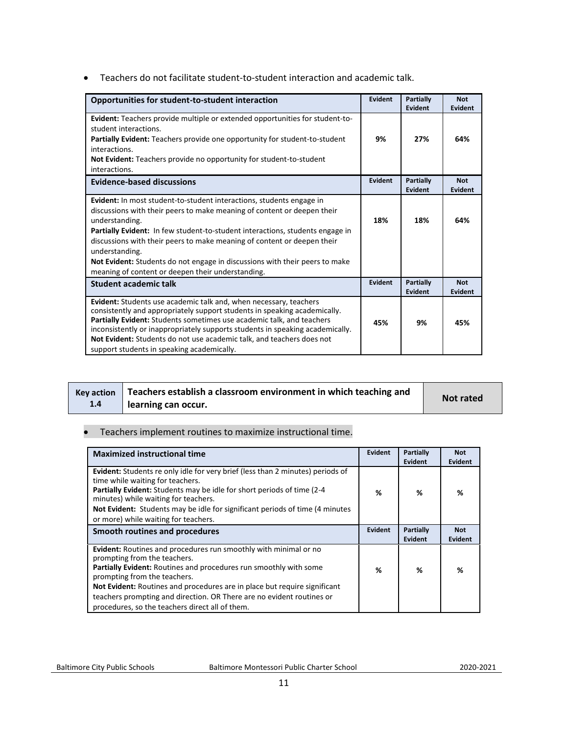- Teachers do not facilitate student-to-student interaction and academic talk.

| Opportunities for student-to-student interaction | Evident | Partially Evident | Not Evident |
|---|---|---|---|
| **Evident:** Teachers provide multiple or extended opportunities for student-to-student interactions.<br>**Partially Evident:** Teachers provide one opportunity for student-to-student interactions.<br>**Not Evident:** Teachers provide no opportunity for student-to-student interactions. | 9% | 27% | 64% |
| **Evidence-based discussions** | **Evident** | **Partially Evident** | **Not Evident** |
| **Evident:** In most student-to-student interactions, students engage in discussions with their peers to make meaning of content or deepen their understanding.<br>**Partially Evident:** In few student-to-student interactions, students engage in discussions with their peers to make meaning of content or deepen their understanding.<br>**Not Evident:** Students do not engage in discussions with their peers to make meaning of content or deepen their understanding. | 18% | 18% | 64% |
| **Student academic talk** | **Evident** | **Partially Evident** | **Not Evident** |
| **Evident:** Students use academic talk and, when necessary, teachers consistently and appropriately support students in speaking academically.<br>**Partially Evident:** Students sometimes use academic talk, and teachers inconsistently or inappropriately supports students in speaking academically.<br>**Not Evident:** Students do not use academic talk, and teachers does not support students in speaking academically. | 45% | 9% | 45% |

| Key action 1.4 | Teachers establish a classroom environment in which teaching and learning can occur. | Not rated |
|---|---|---|

- Teachers implement routines to maximize instructional time.

| Maximized instructional time | Evident | Partially Evident | Not Evident |
|---|---|---|---|
| **Evident:** Students re only idle for very brief (less than 2 minutes) periods of time while waiting for teachers.<br>**Partially Evident:** Students may be idle for short periods of time (2-4 minutes) while waiting for teachers.<br>**Not Evident:** Students may be idle for significant periods of time (4 minutes or more) while waiting for teachers. | % | % | % |
| **Smooth routines and procedures** | **Evident** | **Partially Evident** | **Not Evident** |
| **Evident:** Routines and procedures run smoothly with minimal or no prompting from the teachers.<br>**Partially Evident:** Routines and procedures run smoothly with some prompting from the teachers.<br>**Not Evident:** Routines and procedures are in place but require significant teachers prompting and direction. OR There are no evident routines or procedures, so the teachers direct all of them. | % | % | % |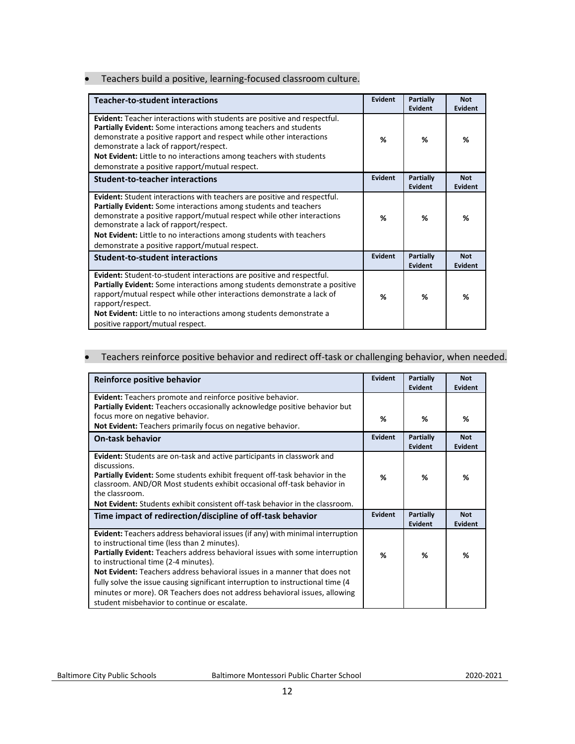- Teachers build a positive, learning-focused classroom culture.

| Teacher-to-student interactions | Evident | Partially Evident | Not Evident |
|---|---|---|---|
| **Evident:** Teacher interactions with students are positive and respectful.<br>**Partially Evident:** Some interactions among teachers and students demonstrate a positive rapport and respect while other interactions demonstrate a lack of rapport/respect.<br>**Not Evident:** Little to no interactions among teachers with students demonstrate a positive rapport/mutual respect. | % | % | % |
| **Student-to-teacher interactions** | **Evident** | **Partially Evident** | **Not Evident** |
| **Evident:** Student interactions with teachers are positive and respectful.<br>**Partially Evident:** Some interactions among students and teachers demonstrate a positive rapport/mutual respect while other interactions demonstrate a lack of rapport/respect.<br>**Not Evident:** Little to no interactions among students with teachers demonstrate a positive rapport/mutual respect. | % | % | % |
| **Student-to-student interactions** | **Evident** | **Partially Evident** | **Not Evident** |
| **Evident:** Student-to-student interactions are positive and respectful.<br>**Partially Evident:** Some interactions among students demonstrate a positive rapport/mutual respect while other interactions demonstrate a lack of rapport/respect.<br>**Not Evident:** Little to no interactions among students demonstrate a positive rapport/mutual respect. | % | % | % |

- Teachers reinforce positive behavior and redirect off-task or challenging behavior, when needed.

| Reinforce positive behavior | Evident | Partially Evident | Not Evident |
|---|---|---|---|
| **Evident:** Teachers promote and reinforce positive behavior.<br>**Partially Evident:** Teachers occasionally acknowledge positive behavior but focus more on negative behavior.<br>**Not Evident:** Teachers primarily focus on negative behavior. | % | % | % |
| **On-task behavior** | **Evident** | **Partially Evident** | **Not Evident** |
| **Evident:** Students are on-task and active participants in classwork and discussions.<br>**Partially Evident:** Some students exhibit frequent off-task behavior in the classroom. AND/OR Most students exhibit occasional off-task behavior in the classroom.<br>**Not Evident:** Students exhibit consistent off-task behavior in the classroom. | % | % | % |
| **Time impact of redirection/discipline of off-task behavior** | **Evident** | **Partially Evident** | **Not Evident** |
| **Evident:** Teachers address behavioral issues (if any) with minimal interruption to instructional time (less than 2 minutes).<br>**Partially Evident:** Teachers address behavioral issues with some interruption to instructional time (2-4 minutes).<br>**Not Evident:** Teachers address behavioral issues in a manner that does not fully solve the issue causing significant interruption to instructional time (4 minutes or more). OR Teachers does not address behavioral issues, allowing student misbehavior to continue or escalate. | % | % | % |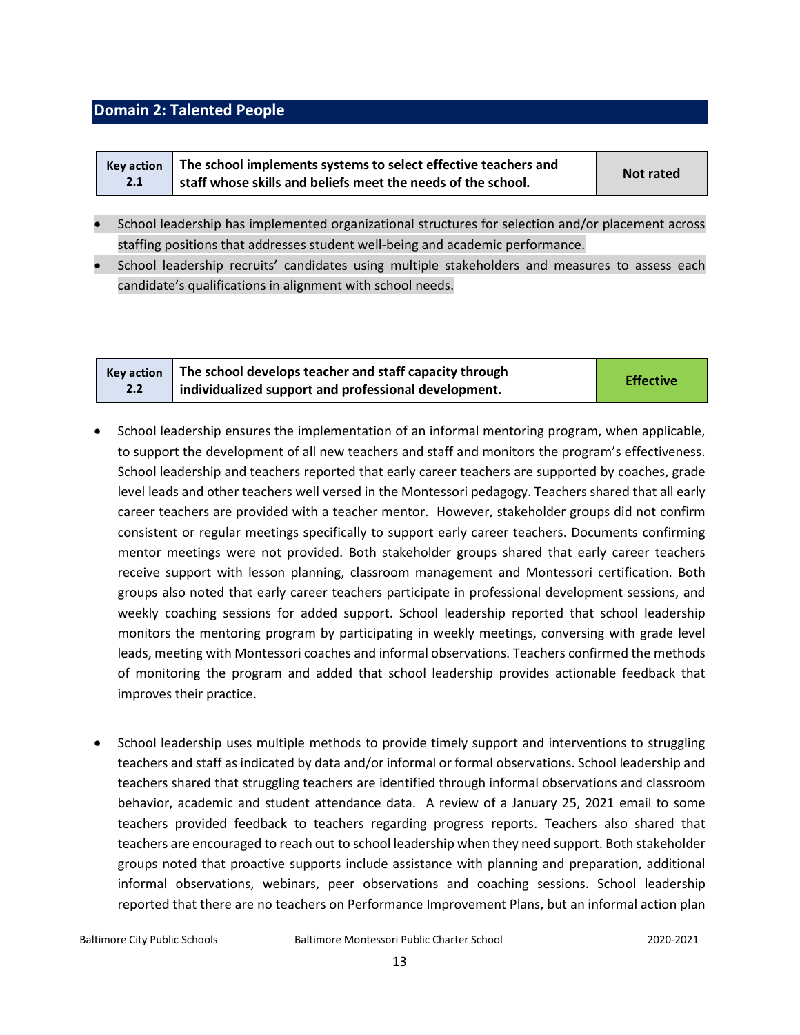## Domain 2: Talented People

| Key action 2.1 | The school implements systems to select effective teachers and staff whose skills and beliefs meet the needs of the school. | Not rated |
|---|---|---|

- School leadership has implemented organizational structures for selection and/or placement across staffing positions that addresses student well-being and academic performance.
- School leadership recruits' candidates using multiple stakeholders and measures to assess each candidate's qualifications in alignment with school needs.

| Key action 2.2 | The school develops teacher and staff capacity through individualized support and professional development. | Effective |
|---|---|---|

- School leadership ensures the implementation of an informal mentoring program, when applicable, to support the development of all new teachers and staff and monitors the program's effectiveness. School leadership and teachers reported that early career teachers are supported by coaches, grade level leads and other teachers well versed in the Montessori pedagogy. Teachers shared that all early career teachers are provided with a teacher mentor. However, stakeholder groups did not confirm consistent or regular meetings specifically to support early career teachers. Documents confirming mentor meetings were not provided. Both stakeholder groups shared that early career teachers receive support with lesson planning, classroom management and Montessori certification. Both groups also noted that early career teachers participate in professional development sessions, and weekly coaching sessions for added support. School leadership reported that school leadership monitors the mentoring program by participating in weekly meetings, conversing with grade level leads, meeting with Montessori coaches and informal observations. Teachers confirmed the methods of monitoring the program and added that school leadership provides actionable feedback that improves their practice.

- School leadership uses multiple methods to provide timely support and interventions to struggling teachers and staff as indicated by data and/or informal or formal observations. School leadership and teachers shared that struggling teachers are identified through informal observations and classroom behavior, academic and student attendance data. A review of a January 25, 2021 email to some teachers provided feedback to teachers regarding progress reports. Teachers also shared that teachers are encouraged to reach out to school leadership when they need support. Both stakeholder groups noted that proactive supports include assistance with planning and preparation, additional informal observations, webinars, peer observations and coaching sessions. School leadership reported that there are no teachers on Performance Improvement Plans, but an informal action plan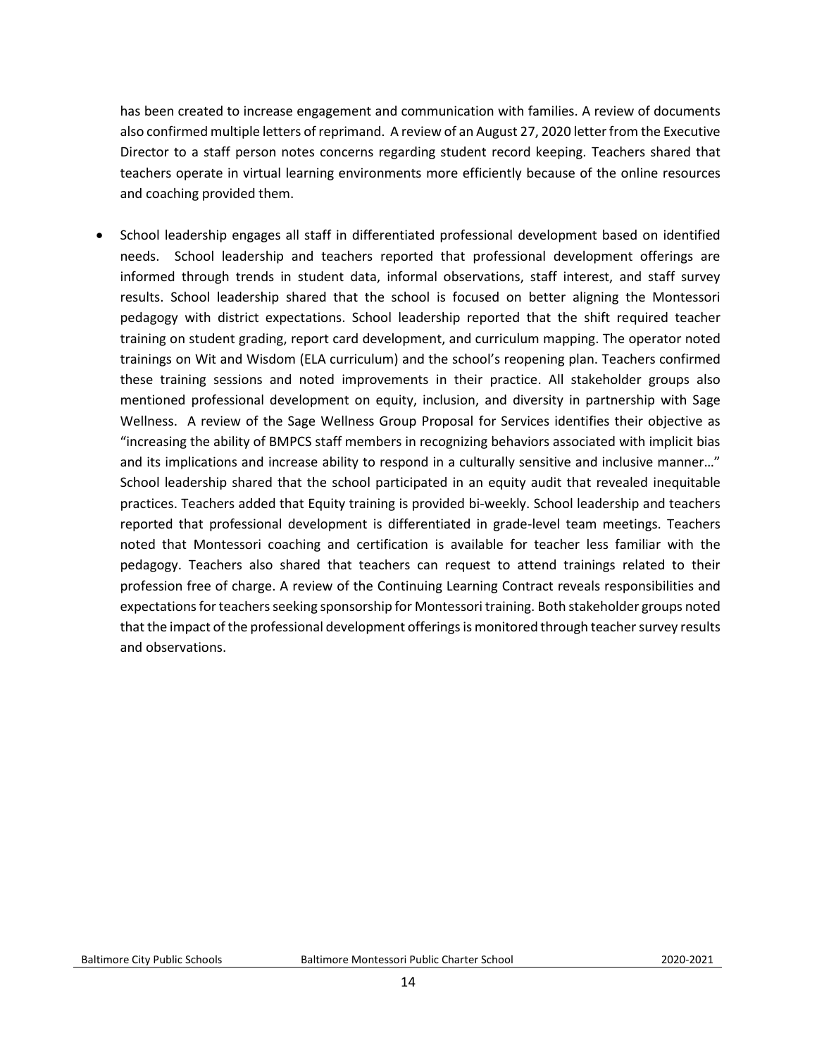has been created to increase engagement and communication with families. A review of documents also confirmed multiple letters of reprimand. A review of an August 27, 2020 letter from the Executive Director to a staff person notes concerns regarding student record keeping. Teachers shared that teachers operate in virtual learning environments more efficiently because of the online resources and coaching provided them.

- School leadership engages all staff in differentiated professional development based on identified needs. School leadership and teachers reported that professional development offerings are informed through trends in student data, informal observations, staff interest, and staff survey results. School leadership shared that the school is focused on better aligning the Montessori pedagogy with district expectations. School leadership reported that the shift required teacher training on student grading, report card development, and curriculum mapping. The operator noted trainings on Wit and Wisdom (ELA curriculum) and the school's reopening plan. Teachers confirmed these training sessions and noted improvements in their practice. All stakeholder groups also mentioned professional development on equity, inclusion, and diversity in partnership with Sage Wellness. A review of the Sage Wellness Group Proposal for Services identifies their objective as "increasing the ability of BMPCS staff members in recognizing behaviors associated with implicit bias and its implications and increase ability to respond in a culturally sensitive and inclusive manner…" School leadership shared that the school participated in an equity audit that revealed inequitable practices. Teachers added that Equity training is provided bi-weekly. School leadership and teachers reported that professional development is differentiated in grade-level team meetings. Teachers noted that Montessori coaching and certification is available for teacher less familiar with the pedagogy. Teachers also shared that teachers can request to attend trainings related to their profession free of charge. A review of the Continuing Learning Contract reveals responsibilities and expectations for teachers seeking sponsorship for Montessori training. Both stakeholder groups noted that the impact of the professional development offerings is monitored through teacher survey results and observations.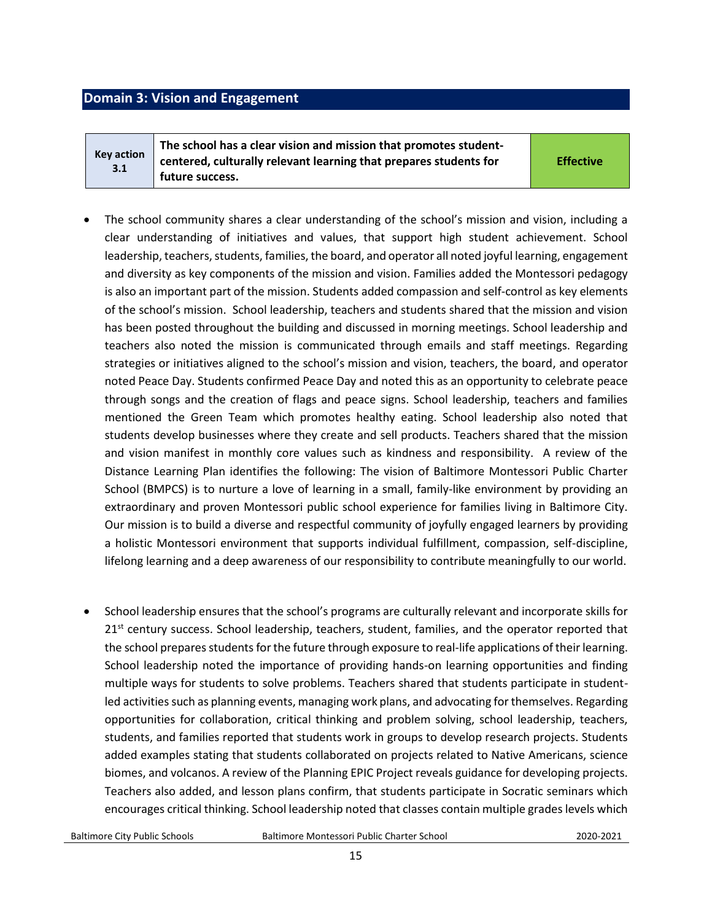## Domain 3: Vision and Engagement

| Key action 3.1 | The school has a clear vision and mission that promotes student-centered, culturally relevant learning that prepares students for future success. | Effective |
|---|---|---|

- The school community shares a clear understanding of the school's mission and vision, including a clear understanding of initiatives and values, that support high student achievement. School leadership, teachers, students, families, the board, and operator all noted joyful learning, engagement and diversity as key components of the mission and vision. Families added the Montessori pedagogy is also an important part of the mission. Students added compassion and self-control as key elements of the school's mission. School leadership, teachers and students shared that the mission and vision has been posted throughout the building and discussed in morning meetings. School leadership and teachers also noted the mission is communicated through emails and staff meetings. Regarding strategies or initiatives aligned to the school's mission and vision, teachers, the board, and operator noted Peace Day. Students confirmed Peace Day and noted this as an opportunity to celebrate peace through songs and the creation of flags and peace signs. School leadership, teachers and families mentioned the Green Team which promotes healthy eating. School leadership also noted that students develop businesses where they create and sell products. Teachers shared that the mission and vision manifest in monthly core values such as kindness and responsibility. A review of the Distance Learning Plan identifies the following: The vision of Baltimore Montessori Public Charter School (BMPCS) is to nurture a love of learning in a small, family-like environment by providing an extraordinary and proven Montessori public school experience for families living in Baltimore City. Our mission is to build a diverse and respectful community of joyfully engaged learners by providing a holistic Montessori environment that supports individual fulfillment, compassion, self-discipline, lifelong learning and a deep awareness of our responsibility to contribute meaningfully to our world.

- School leadership ensures that the school's programs are culturally relevant and incorporate skills for 21st century success. School leadership, teachers, student, families, and the operator reported that the school prepares students for the future through exposure to real-life applications of their learning. School leadership noted the importance of providing hands-on learning opportunities and finding multiple ways for students to solve problems. Teachers shared that students participate in student-led activities such as planning events, managing work plans, and advocating for themselves. Regarding opportunities for collaboration, critical thinking and problem solving, school leadership, teachers, students, and families reported that students work in groups to develop research projects. Students added examples stating that students collaborated on projects related to Native Americans, science biomes, and volcanos. A review of the Planning EPIC Project reveals guidance for developing projects. Teachers also added, and lesson plans confirm, that students participate in Socratic seminars which encourages critical thinking. School leadership noted that classes contain multiple grades levels which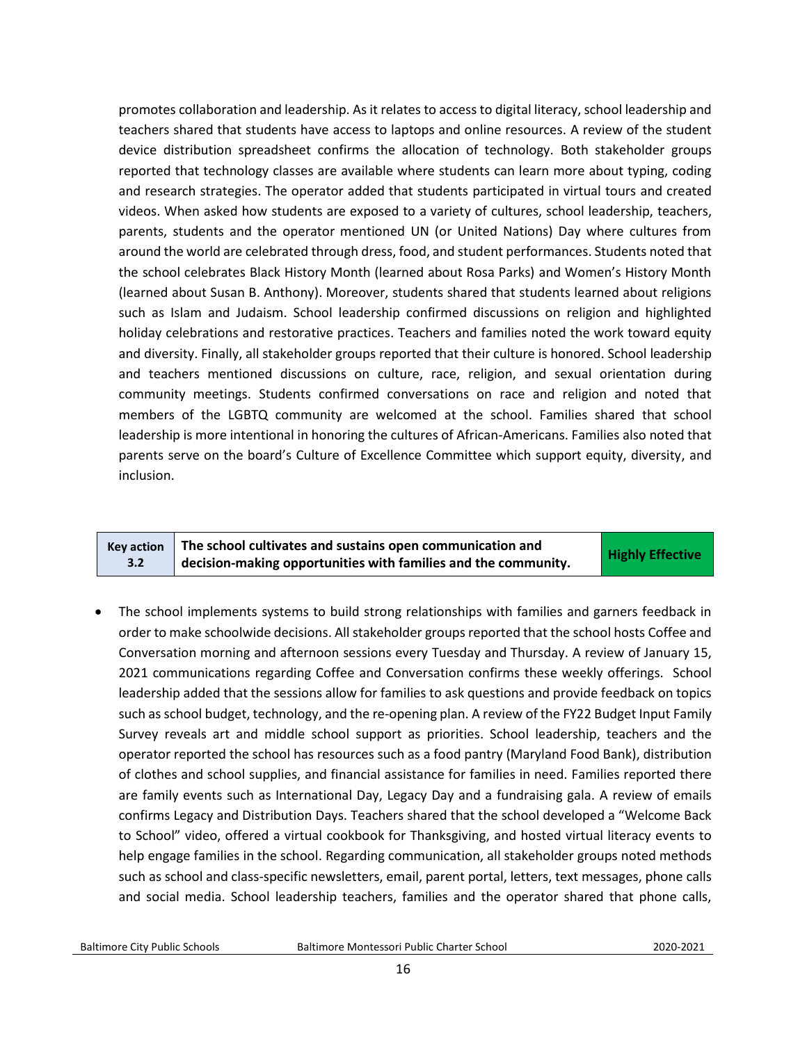promotes collaboration and leadership. As it relates to access to digital literacy, school leadership and teachers shared that students have access to laptops and online resources. A review of the student device distribution spreadsheet confirms the allocation of technology. Both stakeholder groups reported that technology classes are available where students can learn more about typing, coding and research strategies. The operator added that students participated in virtual tours and created videos. When asked how students are exposed to a variety of cultures, school leadership, teachers, parents, students and the operator mentioned UN (or United Nations) Day where cultures from around the world are celebrated through dress, food, and student performances. Students noted that the school celebrates Black History Month (learned about Rosa Parks) and Women's History Month (learned about Susan B. Anthony). Moreover, students shared that students learned about religions such as Islam and Judaism. School leadership confirmed discussions on religion and highlighted holiday celebrations and restorative practices. Teachers and families noted the work toward equity and diversity. Finally, all stakeholder groups reported that their culture is honored. School leadership and teachers mentioned discussions on culture, race, religion, and sexual orientation during community meetings. Students confirmed conversations on race and religion and noted that members of the LGBTQ community are welcomed at the school. Families shared that school leadership is more intentional in honoring the cultures of African-Americans. Families also noted that parents serve on the board's Culture of Excellence Committee which support equity, diversity, and inclusion.

| Key action 3.2 | The school cultivates and sustains open communication and decision-making opportunities with families and the community. | Highly Effective |
|---|---|---|

- The school implements systems to build strong relationships with families and garners feedback in order to make schoolwide decisions. All stakeholder groups reported that the school hosts Coffee and Conversation morning and afternoon sessions every Tuesday and Thursday. A review of January 15, 2021 communications regarding Coffee and Conversation confirms these weekly offerings. School leadership added that the sessions allow for families to ask questions and provide feedback on topics such as school budget, technology, and the re-opening plan. A review of the FY22 Budget Input Family Survey reveals art and middle school support as priorities. School leadership, teachers and the operator reported the school has resources such as a food pantry (Maryland Food Bank), distribution of clothes and school supplies, and financial assistance for families in need. Families reported there are family events such as International Day, Legacy Day and a fundraising gala. A review of emails confirms Legacy and Distribution Days. Teachers shared that the school developed a "Welcome Back to School" video, offered a virtual cookbook for Thanksgiving, and hosted virtual literacy events to help engage families in the school. Regarding communication, all stakeholder groups noted methods such as school and class-specific newsletters, email, parent portal, letters, text messages, phone calls and social media. School leadership teachers, families and the operator shared that phone calls,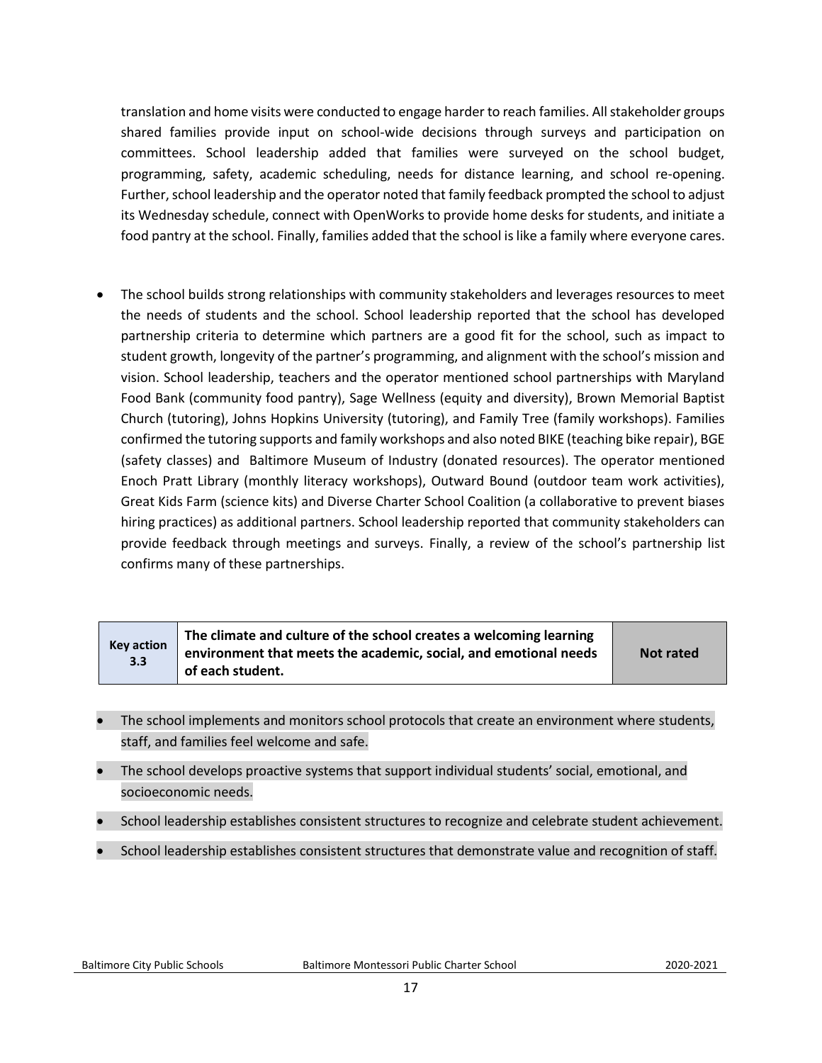translation and home visits were conducted to engage harder to reach families. All stakeholder groups shared families provide input on school-wide decisions through surveys and participation on committees. School leadership added that families were surveyed on the school budget, programming, safety, academic scheduling, needs for distance learning, and school re-opening. Further, school leadership and the operator noted that family feedback prompted the school to adjust its Wednesday schedule, connect with OpenWorks to provide home desks for students, and initiate a food pantry at the school. Finally, families added that the school is like a family where everyone cares.

- The school builds strong relationships with community stakeholders and leverages resources to meet the needs of students and the school. School leadership reported that the school has developed partnership criteria to determine which partners are a good fit for the school, such as impact to student growth, longevity of the partner's programming, and alignment with the school's mission and vision. School leadership, teachers and the operator mentioned school partnerships with Maryland Food Bank (community food pantry), Sage Wellness (equity and diversity), Brown Memorial Baptist Church (tutoring), Johns Hopkins University (tutoring), and Family Tree (family workshops). Families confirmed the tutoring supports and family workshops and also noted BIKE (teaching bike repair), BGE (safety classes) and Baltimore Museum of Industry (donated resources). The operator mentioned Enoch Pratt Library (monthly literacy workshops), Outward Bound (outdoor team work activities), Great Kids Farm (science kits) and Diverse Charter School Coalition (a collaborative to prevent biases hiring practices) as additional partners. School leadership reported that community stakeholders can provide feedback through meetings and surveys. Finally, a review of the school's partnership list confirms many of these partnerships.

| Key action 3.3 | The climate and culture of the school creates a welcoming learning environment that meets the academic, social, and emotional needs of each student. | Not rated |
|---|---|---|

- The school implements and monitors school protocols that create an environment where students, staff, and families feel welcome and safe.
- The school develops proactive systems that support individual students' social, emotional, and socioeconomic needs.
- School leadership establishes consistent structures to recognize and celebrate student achievement.
- School leadership establishes consistent structures that demonstrate value and recognition of staff.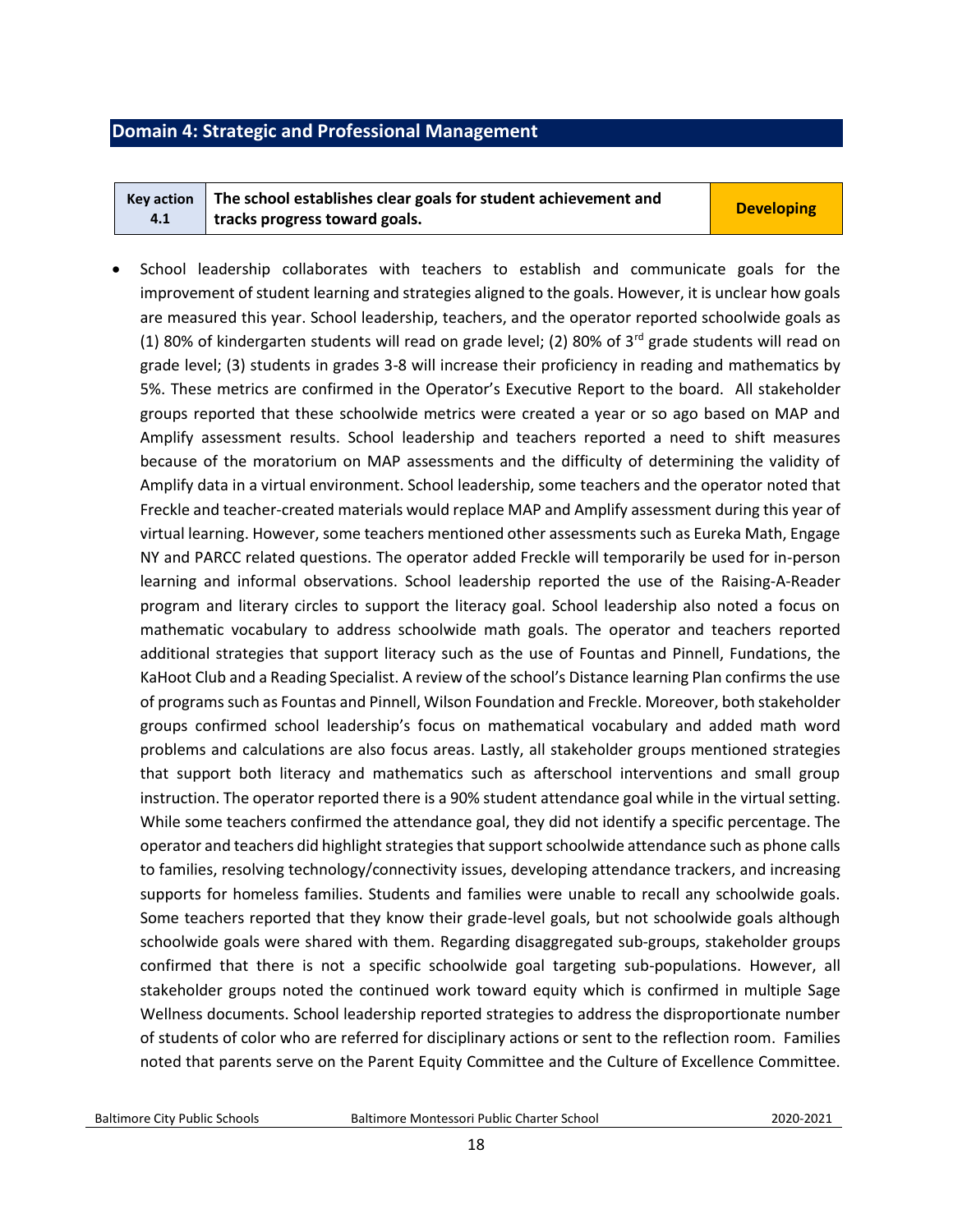## Domain 4: Strategic and Professional Management

| Key action 4.1 | The school establishes clear goals for student achievement and tracks progress toward goals. | Developing |
|---|---|---|

- School leadership collaborates with teachers to establish and communicate goals for the improvement of student learning and strategies aligned to the goals. However, it is unclear how goals are measured this year. School leadership, teachers, and the operator reported schoolwide goals as (1) 80% of kindergarten students will read on grade level; (2) 80% of 3rd grade students will read on grade level; (3) students in grades 3-8 will increase their proficiency in reading and mathematics by 5%. These metrics are confirmed in the Operator's Executive Report to the board. All stakeholder groups reported that these schoolwide metrics were created a year or so ago based on MAP and Amplify assessment results. School leadership and teachers reported a need to shift measures because of the moratorium on MAP assessments and the difficulty of determining the validity of Amplify data in a virtual environment. School leadership, some teachers and the operator noted that Freckle and teacher-created materials would replace MAP and Amplify assessment during this year of virtual learning. However, some teachers mentioned other assessments such as Eureka Math, Engage NY and PARCC related questions. The operator added Freckle will temporarily be used for in-person learning and informal observations. School leadership reported the use of the Raising-A-Reader program and literary circles to support the literacy goal. School leadership also noted a focus on mathematic vocabulary to address schoolwide math goals. The operator and teachers reported additional strategies that support literacy such as the use of Fountas and Pinnell, Fundations, the KaHoot Club and a Reading Specialist. A review of the school's Distance learning Plan confirms the use of programs such as Fountas and Pinnell, Wilson Foundation and Freckle. Moreover, both stakeholder groups confirmed school leadership's focus on mathematical vocabulary and added math word problems and calculations are also focus areas. Lastly, all stakeholder groups mentioned strategies that support both literacy and mathematics such as afterschool interventions and small group instruction. The operator reported there is a 90% student attendance goal while in the virtual setting. While some teachers confirmed the attendance goal, they did not identify a specific percentage. The operator and teachers did highlight strategies that support schoolwide attendance such as phone calls to families, resolving technology/connectivity issues, developing attendance trackers, and increasing supports for homeless families. Students and families were unable to recall any schoolwide goals. Some teachers reported that they know their grade-level goals, but not schoolwide goals although schoolwide goals were shared with them. Regarding disaggregated sub-groups, stakeholder groups confirmed that there is not a specific schoolwide goal targeting sub-populations. However, all stakeholder groups noted the continued work toward equity which is confirmed in multiple Sage Wellness documents. School leadership reported strategies to address the disproportionate number of students of color who are referred for disciplinary actions or sent to the reflection room. Families noted that parents serve on the Parent Equity Committee and the Culture of Excellence Committee.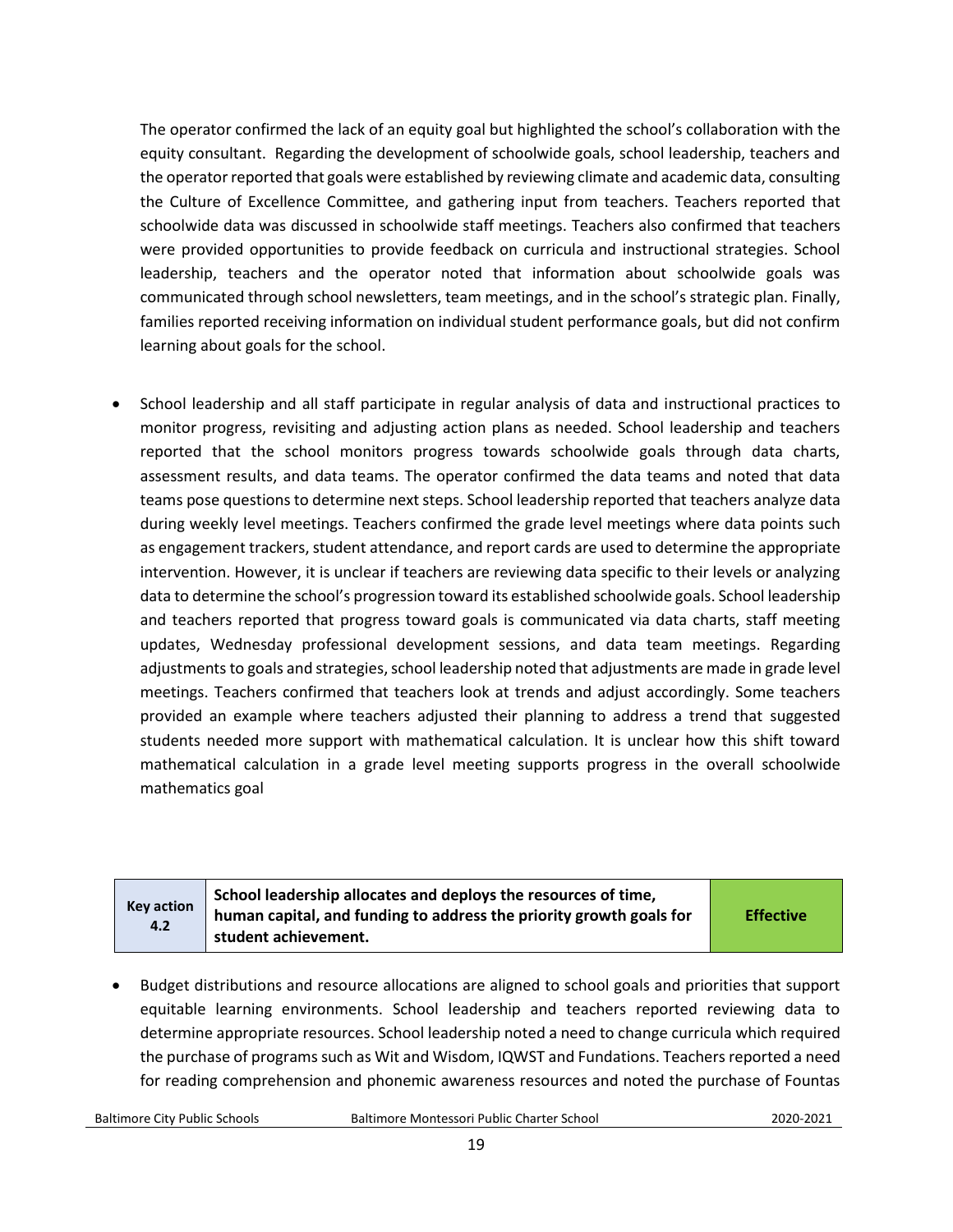The operator confirmed the lack of an equity goal but highlighted the school's collaboration with the equity consultant. Regarding the development of schoolwide goals, school leadership, teachers and the operator reported that goals were established by reviewing climate and academic data, consulting the Culture of Excellence Committee, and gathering input from teachers. Teachers reported that schoolwide data was discussed in schoolwide staff meetings. Teachers also confirmed that teachers were provided opportunities to provide feedback on curricula and instructional strategies. School leadership, teachers and the operator noted that information about schoolwide goals was communicated through school newsletters, team meetings, and in the school's strategic plan. Finally, families reported receiving information on individual student performance goals, but did not confirm learning about goals for the school.

- School leadership and all staff participate in regular analysis of data and instructional practices to monitor progress, revisiting and adjusting action plans as needed. School leadership and teachers reported that the school monitors progress towards schoolwide goals through data charts, assessment results, and data teams. The operator confirmed the data teams and noted that data teams pose questions to determine next steps. School leadership reported that teachers analyze data during weekly level meetings. Teachers confirmed the grade level meetings where data points such as engagement trackers, student attendance, and report cards are used to determine the appropriate intervention. However, it is unclear if teachers are reviewing data specific to their levels or analyzing data to determine the school's progression toward its established schoolwide goals. School leadership and teachers reported that progress toward goals is communicated via data charts, staff meeting updates, Wednesday professional development sessions, and data team meetings. Regarding adjustments to goals and strategies, school leadership noted that adjustments are made in grade level meetings. Teachers confirmed that teachers look at trends and adjust accordingly. Some teachers provided an example where teachers adjusted their planning to address a trend that suggested students needed more support with mathematical calculation. It is unclear how this shift toward mathematical calculation in a grade level meeting supports progress in the overall schoolwide mathematics goal

| Key action 4.2 | School leadership allocates and deploys the resources of time, human capital, and funding to address the priority growth goals for student achievement. | Effective |
|---|---|---|

- Budget distributions and resource allocations are aligned to school goals and priorities that support equitable learning environments. School leadership and teachers reported reviewing data to determine appropriate resources. School leadership noted a need to change curricula which required the purchase of programs such as Wit and Wisdom, IQWST and Fundations. Teachers reported a need for reading comprehension and phonemic awareness resources and noted the purchase of Fountas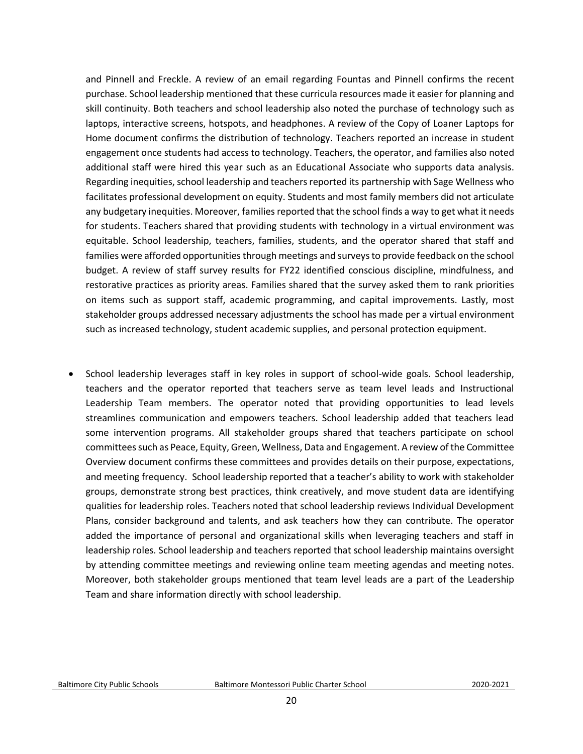and Pinnell and Freckle. A review of an email regarding Fountas and Pinnell confirms the recent purchase. School leadership mentioned that these curricula resources made it easier for planning and skill continuity. Both teachers and school leadership also noted the purchase of technology such as laptops, interactive screens, hotspots, and headphones. A review of the Copy of Loaner Laptops for Home document confirms the distribution of technology. Teachers reported an increase in student engagement once students had access to technology. Teachers, the operator, and families also noted additional staff were hired this year such as an Educational Associate who supports data analysis. Regarding inequities, school leadership and teachers reported its partnership with Sage Wellness who facilitates professional development on equity. Students and most family members did not articulate any budgetary inequities. Moreover, families reported that the school finds a way to get what it needs for students. Teachers shared that providing students with technology in a virtual environment was equitable. School leadership, teachers, families, students, and the operator shared that staff and families were afforded opportunities through meetings and surveys to provide feedback on the school budget. A review of staff survey results for FY22 identified conscious discipline, mindfulness, and restorative practices as priority areas. Families shared that the survey asked them to rank priorities on items such as support staff, academic programming, and capital improvements. Lastly, most stakeholder groups addressed necessary adjustments the school has made per a virtual environment such as increased technology, student academic supplies, and personal protection equipment.

- School leadership leverages staff in key roles in support of school-wide goals. School leadership, teachers and the operator reported that teachers serve as team level leads and Instructional Leadership Team members. The operator noted that providing opportunities to lead levels streamlines communication and empowers teachers. School leadership added that teachers lead some intervention programs. All stakeholder groups shared that teachers participate on school committees such as Peace, Equity, Green, Wellness, Data and Engagement. A review of the Committee Overview document confirms these committees and provides details on their purpose, expectations, and meeting frequency. School leadership reported that a teacher's ability to work with stakeholder groups, demonstrate strong best practices, think creatively, and move student data are identifying qualities for leadership roles. Teachers noted that school leadership reviews Individual Development Plans, consider background and talents, and ask teachers how they can contribute. The operator added the importance of personal and organizational skills when leveraging teachers and staff in leadership roles. School leadership and teachers reported that school leadership maintains oversight by attending committee meetings and reviewing online team meeting agendas and meeting notes. Moreover, both stakeholder groups mentioned that team level leads are a part of the Leadership Team and share information directly with school leadership.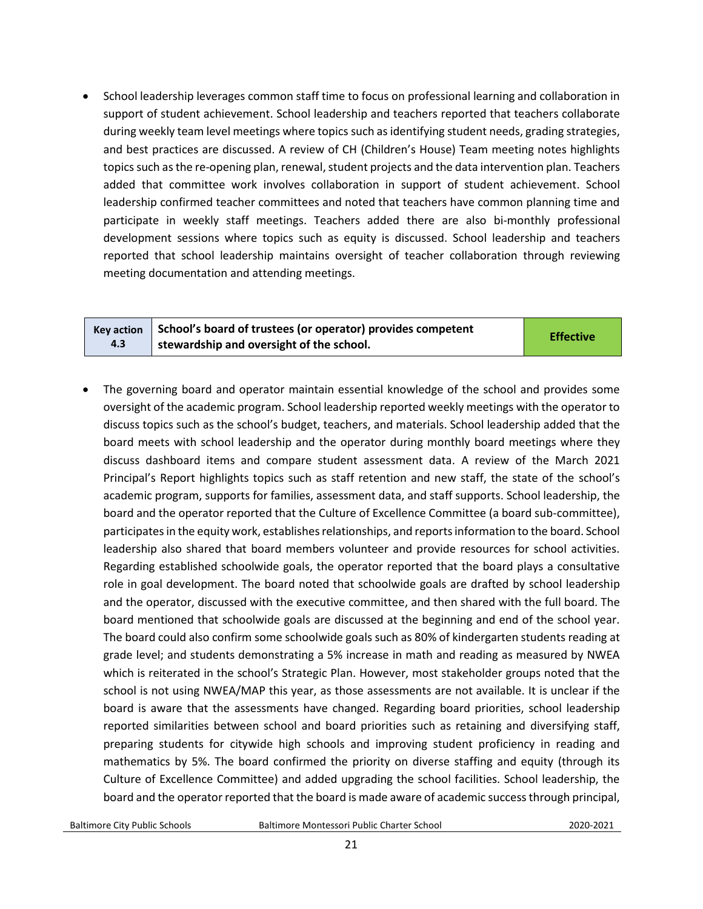- School leadership leverages common staff time to focus on professional learning and collaboration in support of student achievement. School leadership and teachers reported that teachers collaborate during weekly team level meetings where topics such as identifying student needs, grading strategies, and best practices are discussed. A review of CH (Children's House) Team meeting notes highlights topics such as the re-opening plan, renewal, student projects and the data intervention plan. Teachers added that committee work involves collaboration in support of student achievement. School leadership confirmed teacher committees and noted that teachers have common planning time and participate in weekly staff meetings. Teachers added there are also bi-monthly professional development sessions where topics such as equity is discussed. School leadership and teachers reported that school leadership maintains oversight of teacher collaboration through reviewing meeting documentation and attending meetings.

| Key action 4.3 | School's board of trustees (or operator) provides competent stewardship and oversight of the school. | Effective |
|---|---|---|

- The governing board and operator maintain essential knowledge of the school and provides some oversight of the academic program. School leadership reported weekly meetings with the operator to discuss topics such as the school's budget, teachers, and materials. School leadership added that the board meets with school leadership and the operator during monthly board meetings where they discuss dashboard items and compare student assessment data. A review of the March 2021 Principal's Report highlights topics such as staff retention and new staff, the state of the school's academic program, supports for families, assessment data, and staff supports. School leadership, the board and the operator reported that the Culture of Excellence Committee (a board sub-committee), participates in the equity work, establishes relationships, and reports information to the board. School leadership also shared that board members volunteer and provide resources for school activities. Regarding established schoolwide goals, the operator reported that the board plays a consultative role in goal development. The board noted that schoolwide goals are drafted by school leadership and the operator, discussed with the executive committee, and then shared with the full board. The board mentioned that schoolwide goals are discussed at the beginning and end of the school year. The board could also confirm some schoolwide goals such as 80% of kindergarten students reading at grade level; and students demonstrating a 5% increase in math and reading as measured by NWEA which is reiterated in the school's Strategic Plan. However, most stakeholder groups noted that the school is not using NWEA/MAP this year, as those assessments are not available. It is unclear if the board is aware that the assessments have changed. Regarding board priorities, school leadership reported similarities between school and board priorities such as retaining and diversifying staff, preparing students for citywide high schools and improving student proficiency in reading and mathematics by 5%. The board confirmed the priority on diverse staffing and equity (through its Culture of Excellence Committee) and added upgrading the school facilities. School leadership, the board and the operator reported that the board is made aware of academic success through principal,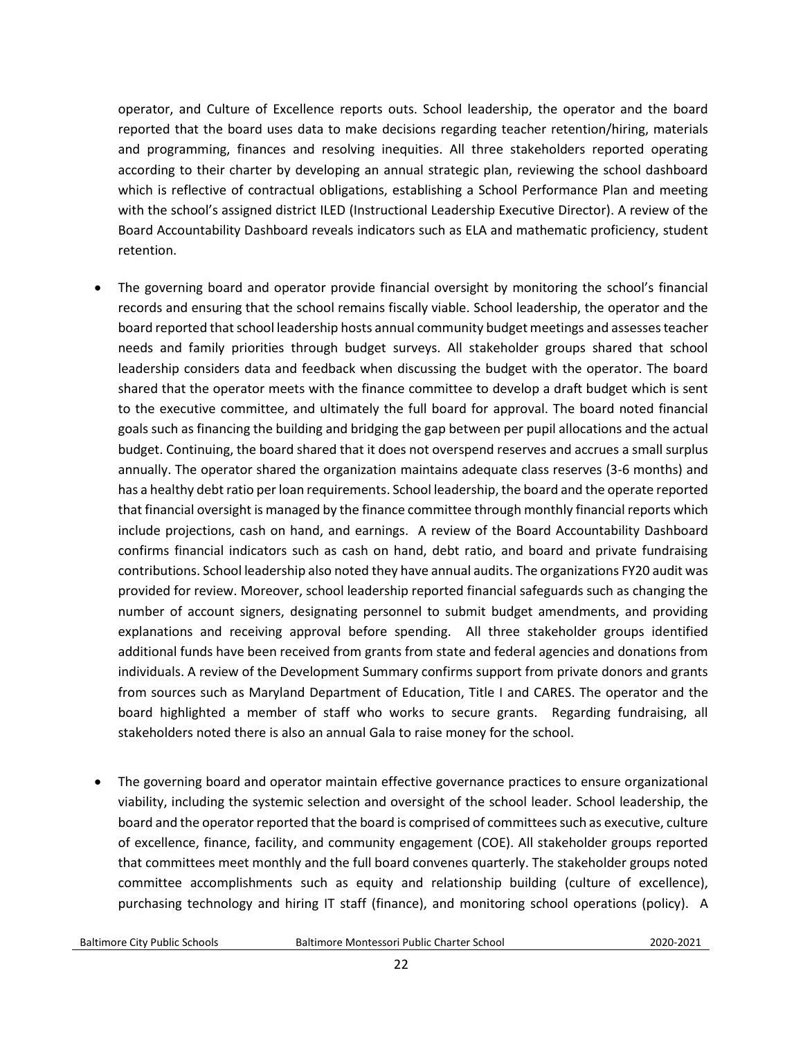operator, and Culture of Excellence reports outs. School leadership, the operator and the board reported that the board uses data to make decisions regarding teacher retention/hiring, materials and programming, finances and resolving inequities. All three stakeholders reported operating according to their charter by developing an annual strategic plan, reviewing the school dashboard which is reflective of contractual obligations, establishing a School Performance Plan and meeting with the school's assigned district ILED (Instructional Leadership Executive Director). A review of the Board Accountability Dashboard reveals indicators such as ELA and mathematic proficiency, student retention.

- The governing board and operator provide financial oversight by monitoring the school's financial records and ensuring that the school remains fiscally viable. School leadership, the operator and the board reported that school leadership hosts annual community budget meetings and assesses teacher needs and family priorities through budget surveys. All stakeholder groups shared that school leadership considers data and feedback when discussing the budget with the operator. The board shared that the operator meets with the finance committee to develop a draft budget which is sent to the executive committee, and ultimately the full board for approval. The board noted financial goals such as financing the building and bridging the gap between per pupil allocations and the actual budget. Continuing, the board shared that it does not overspend reserves and accrues a small surplus annually. The operator shared the organization maintains adequate class reserves (3-6 months) and has a healthy debt ratio per loan requirements. School leadership, the board and the operate reported that financial oversight is managed by the finance committee through monthly financial reports which include projections, cash on hand, and earnings. A review of the Board Accountability Dashboard confirms financial indicators such as cash on hand, debt ratio, and board and private fundraising contributions. School leadership also noted they have annual audits. The organizations FY20 audit was provided for review. Moreover, school leadership reported financial safeguards such as changing the number of account signers, designating personnel to submit budget amendments, and providing explanations and receiving approval before spending. All three stakeholder groups identified additional funds have been received from grants from state and federal agencies and donations from individuals. A review of the Development Summary confirms support from private donors and grants from sources such as Maryland Department of Education, Title I and CARES. The operator and the board highlighted a member of staff who works to secure grants. Regarding fundraising, all stakeholders noted there is also an annual Gala to raise money for the school.

- The governing board and operator maintain effective governance practices to ensure organizational viability, including the systemic selection and oversight of the school leader. School leadership, the board and the operator reported that the board is comprised of committees such as executive, culture of excellence, finance, facility, and community engagement (COE). All stakeholder groups reported that committees meet monthly and the full board convenes quarterly. The stakeholder groups noted committee accomplishments such as equity and relationship building (culture of excellence), purchasing technology and hiring IT staff (finance), and monitoring school operations (policy). A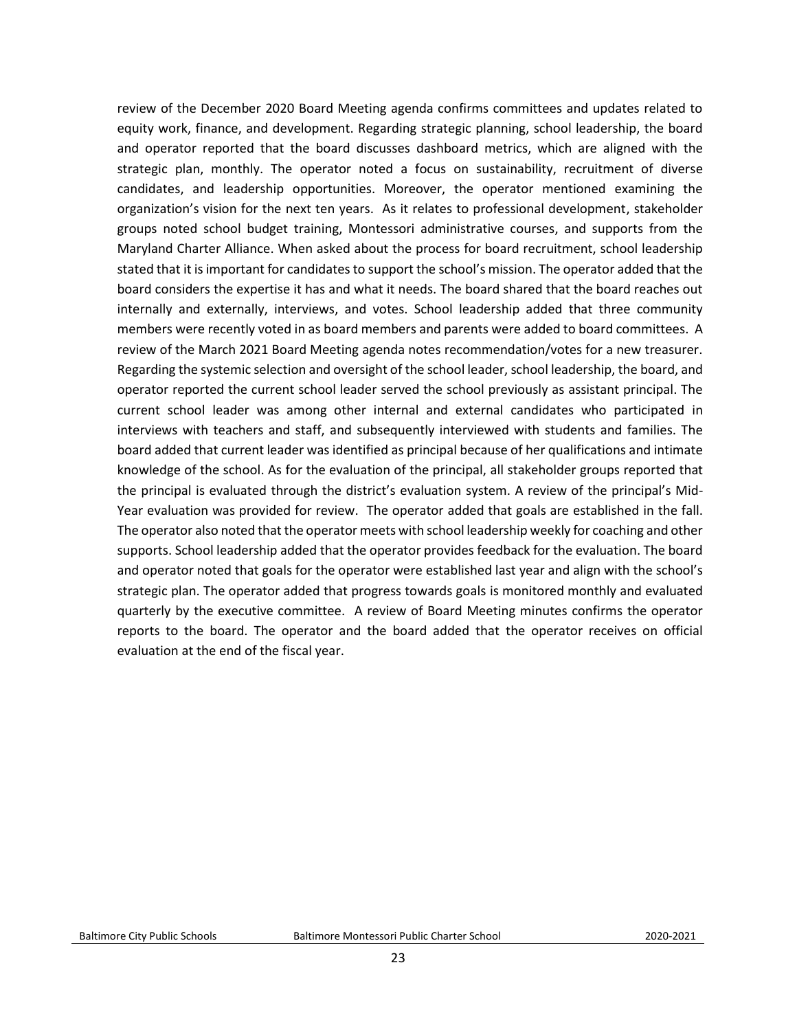review of the December 2020 Board Meeting agenda confirms committees and updates related to equity work, finance, and development. Regarding strategic planning, school leadership, the board and operator reported that the board discusses dashboard metrics, which are aligned with the strategic plan, monthly. The operator noted a focus on sustainability, recruitment of diverse candidates, and leadership opportunities. Moreover, the operator mentioned examining the organization's vision for the next ten years. As it relates to professional development, stakeholder groups noted school budget training, Montessori administrative courses, and supports from the Maryland Charter Alliance. When asked about the process for board recruitment, school leadership stated that it is important for candidates to support the school's mission. The operator added that the board considers the expertise it has and what it needs. The board shared that the board reaches out internally and externally, interviews, and votes. School leadership added that three community members were recently voted in as board members and parents were added to board committees. A review of the March 2021 Board Meeting agenda notes recommendation/votes for a new treasurer. Regarding the systemic selection and oversight of the school leader, school leadership, the board, and operator reported the current school leader served the school previously as assistant principal. The current school leader was among other internal and external candidates who participated in interviews with teachers and staff, and subsequently interviewed with students and families. The board added that current leader was identified as principal because of her qualifications and intimate knowledge of the school. As for the evaluation of the principal, all stakeholder groups reported that the principal is evaluated through the district's evaluation system. A review of the principal's Mid-Year evaluation was provided for review. The operator added that goals are established in the fall. The operator also noted that the operator meets with school leadership weekly for coaching and other supports. School leadership added that the operator provides feedback for the evaluation. The board and operator noted that goals for the operator were established last year and align with the school's strategic plan. The operator added that progress towards goals is monitored monthly and evaluated quarterly by the executive committee. A review of Board Meeting minutes confirms the operator reports to the board. The operator and the board added that the operator receives on official evaluation at the end of the fiscal year.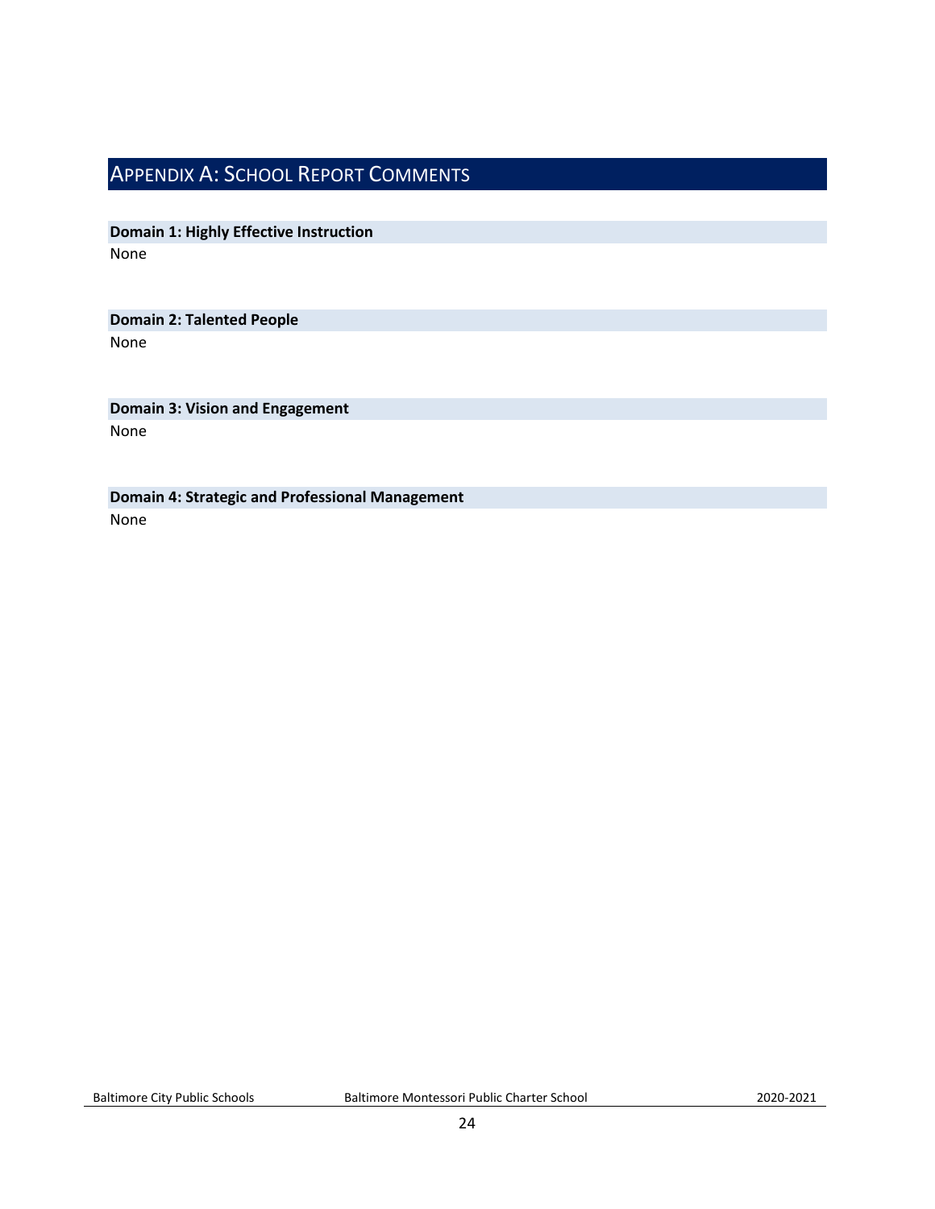# Appendix A: School Report Comments

**Domain 1: Highly Effective Instruction**

None

**Domain 2: Talented People**

None

**Domain 3: Vision and Engagement**

None

**Domain 4: Strategic and Professional Management**

None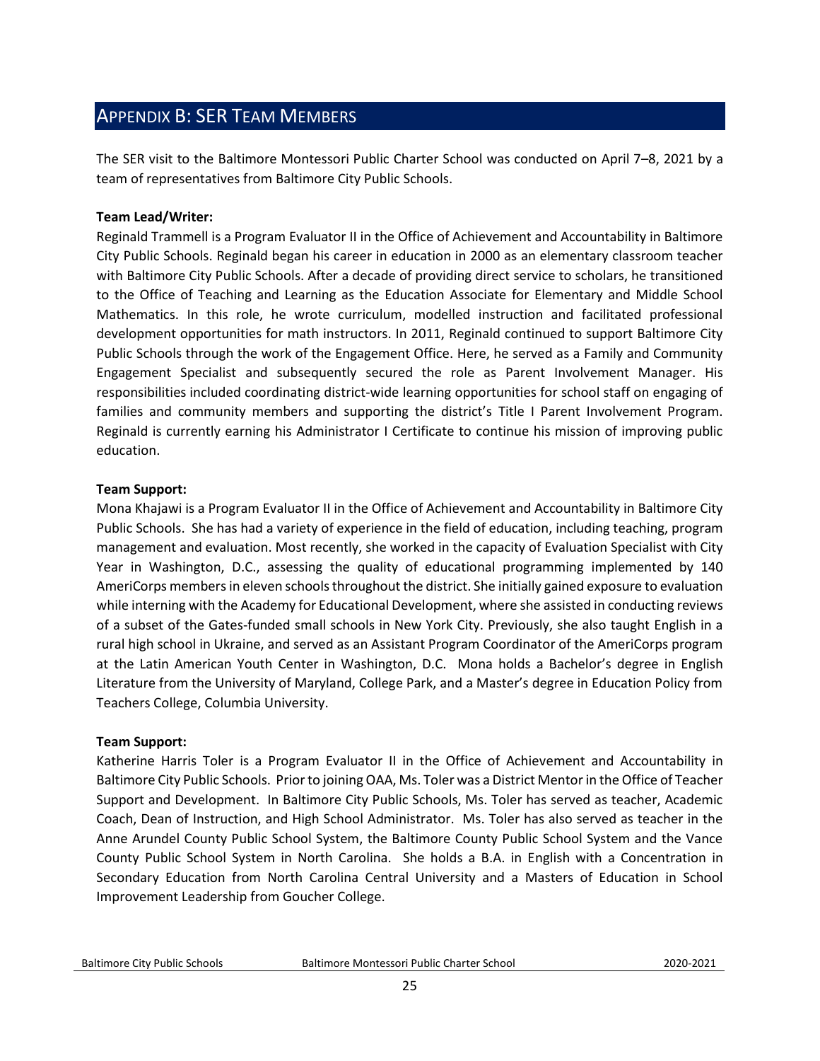## Appendix B: SER Team Members

The SER visit to the Baltimore Montessori Public Charter School was conducted on April 7–8, 2021 by a team of representatives from Baltimore City Public Schools.

**Team Lead/Writer:**
Reginald Trammell is a Program Evaluator II in the Office of Achievement and Accountability in Baltimore City Public Schools. Reginald began his career in education in 2000 as an elementary classroom teacher with Baltimore City Public Schools. After a decade of providing direct service to scholars, he transitioned to the Office of Teaching and Learning as the Education Associate for Elementary and Middle School Mathematics. In this role, he wrote curriculum, modelled instruction and facilitated professional development opportunities for math instructors. In 2011, Reginald continued to support Baltimore City Public Schools through the work of the Engagement Office. Here, he served as a Family and Community Engagement Specialist and subsequently secured the role as Parent Involvement Manager. His responsibilities included coordinating district-wide learning opportunities for school staff on engaging of families and community members and supporting the district's Title I Parent Involvement Program. Reginald is currently earning his Administrator I Certificate to continue his mission of improving public education.

**Team Support:**
Mona Khajawi is a Program Evaluator II in the Office of Achievement and Accountability in Baltimore City Public Schools. She has had a variety of experience in the field of education, including teaching, program management and evaluation. Most recently, she worked in the capacity of Evaluation Specialist with City Year in Washington, D.C., assessing the quality of educational programming implemented by 140 AmeriCorps members in eleven schools throughout the district. She initially gained exposure to evaluation while interning with the Academy for Educational Development, where she assisted in conducting reviews of a subset of the Gates-funded small schools in New York City. Previously, she also taught English in a rural high school in Ukraine, and served as an Assistant Program Coordinator of the AmeriCorps program at the Latin American Youth Center in Washington, D.C. Mona holds a Bachelor's degree in English Literature from the University of Maryland, College Park, and a Master's degree in Education Policy from Teachers College, Columbia University.

**Team Support:**
Katherine Harris Toler is a Program Evaluator II in the Office of Achievement and Accountability in Baltimore City Public Schools. Prior to joining OAA, Ms. Toler was a District Mentor in the Office of Teacher Support and Development. In Baltimore City Public Schools, Ms. Toler has served as teacher, Academic Coach, Dean of Instruction, and High School Administrator. Ms. Toler has also served as teacher in the Anne Arundel County Public School System, the Baltimore County Public School System and the Vance County Public School System in North Carolina. She holds a B.A. in English with a Concentration in Secondary Education from North Carolina Central University and a Masters of Education in School Improvement Leadership from Goucher College.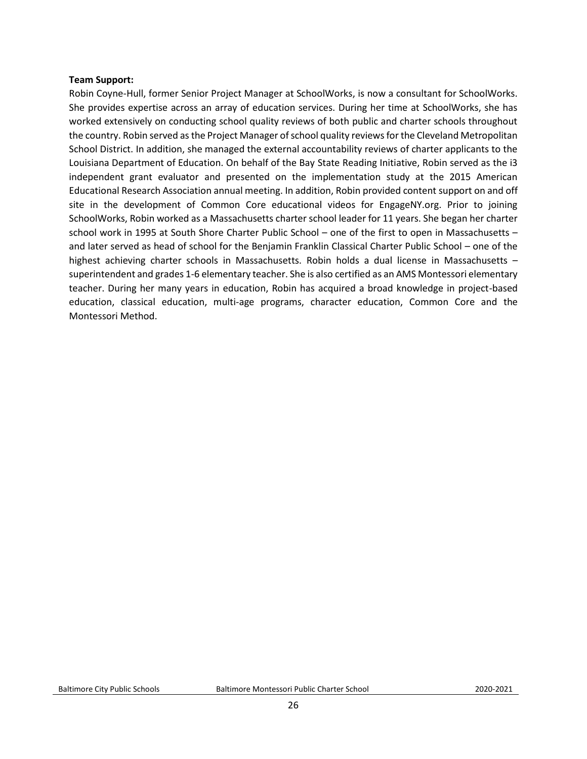**Team Support:**

Robin Coyne-Hull, former Senior Project Manager at SchoolWorks, is now a consultant for SchoolWorks. She provides expertise across an array of education services. During her time at SchoolWorks, she has worked extensively on conducting school quality reviews of both public and charter schools throughout the country. Robin served as the Project Manager of school quality reviews for the Cleveland Metropolitan School District. In addition, she managed the external accountability reviews of charter applicants to the Louisiana Department of Education. On behalf of the Bay State Reading Initiative, Robin served as the i3 independent grant evaluator and presented on the implementation study at the 2015 American Educational Research Association annual meeting. In addition, Robin provided content support on and off site in the development of Common Core educational videos for EngageNY.org. Prior to joining SchoolWorks, Robin worked as a Massachusetts charter school leader for 11 years. She began her charter school work in 1995 at South Shore Charter Public School – one of the first to open in Massachusetts – and later served as head of school for the Benjamin Franklin Classical Charter Public School – one of the highest achieving charter schools in Massachusetts. Robin holds a dual license in Massachusetts – superintendent and grades 1-6 elementary teacher. She is also certified as an AMS Montessori elementary teacher. During her many years in education, Robin has acquired a broad knowledge in project-based education, classical education, multi-age programs, character education, Common Core and the Montessori Method.